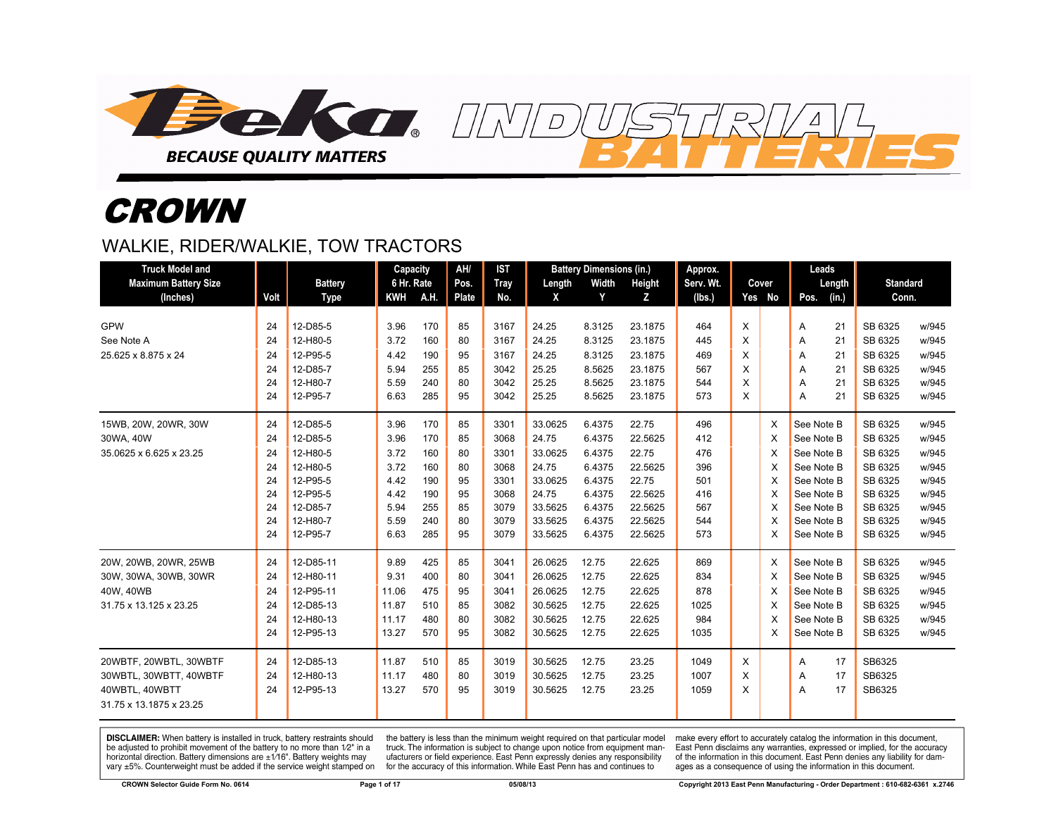# Deka INDUSTRIAL BATTERIES

BECAUSE QUALITY MATTERS

# CROWN

## WALKIE, RIDER/WALKIE, TOW TRACTORS

| Truck Model and Maximum Battery Size (Inches) | Volt | Battery Type | Capacity 6 Hr. Rate KWH | A.H. | AH/ Pos. Plate | IST Tray No. | Battery Dimensions (in.) Length X | Width Y | Height Z | Approx. Serv. Wt. (lbs.) | Cover Yes | No | Leads Pos. | Length (in.) | Standard Conn. | |
|---|---|---|---|---|---|---|---|---|---|---|---|---|---|---|---|---|
| GPW | 24 | 12-D85-5 | 3.96 | 170 | 85 | 3167 | 24.25 | 8.3125 | 23.1875 | 464 | X | | A | 21 | SB 6325 | w/945 |
| See Note A | 24 | 12-H80-5 | 3.72 | 160 | 80 | 3167 | 24.25 | 8.3125 | 23.1875 | 445 | X | | A | 21 | SB 6325 | w/945 |
| 25.625 x 8.875 x 24 | 24 | 12-P95-5 | 4.42 | 190 | 95 | 3167 | 24.25 | 8.3125 | 23.1875 | 469 | X | | A | 21 | SB 6325 | w/945 |
| | 24 | 12-D85-7 | 5.94 | 255 | 85 | 3042 | 25.25 | 8.5625 | 23.1875 | 567 | X | | A | 21 | SB 6325 | w/945 |
| | 24 | 12-H80-7 | 5.59 | 240 | 80 | 3042 | 25.25 | 8.5625 | 23.1875 | 544 | X | | A | 21 | SB 6325 | w/945 |
| | 24 | 12-P95-7 | 6.63 | 285 | 95 | 3042 | 25.25 | 8.5625 | 23.1875 | 573 | X | | A | 21 | SB 6325 | w/945 |
| 15WB, 20W, 20WR, 30W | 24 | 12-D85-5 | 3.96 | 170 | 85 | 3301 | 33.0625 | 6.4375 | 22.75 | 496 | | X | See Note B | | SB 6325 | w/945 |
| 30WA, 40W | 24 | 12-D85-5 | 3.96 | 170 | 85 | 3068 | 24.75 | 6.4375 | 22.5625 | 412 | | X | See Note B | | SB 6325 | w/945 |
| 35.0625 x 6.625 x 23.25 | 24 | 12-H80-5 | 3.72 | 160 | 80 | 3301 | 33.0625 | 6.4375 | 22.75 | 476 | | X | See Note B | | SB 6325 | w/945 |
| | 24 | 12-H80-5 | 3.72 | 160 | 80 | 3068 | 24.75 | 6.4375 | 22.5625 | 396 | | X | See Note B | | SB 6325 | w/945 |
| | 24 | 12-P95-5 | 4.42 | 190 | 95 | 3301 | 33.0625 | 6.4375 | 22.75 | 501 | | X | See Note B | | SB 6325 | w/945 |
| | 24 | 12-P95-5 | 4.42 | 190 | 95 | 3068 | 24.75 | 6.4375 | 22.5625 | 416 | | X | See Note B | | SB 6325 | w/945 |
| | 24 | 12-D85-7 | 5.94 | 255 | 85 | 3079 | 33.5625 | 6.4375 | 22.5625 | 567 | | X | See Note B | | SB 6325 | w/945 |
| | 24 | 12-H80-7 | 5.59 | 240 | 80 | 3079 | 33.5625 | 6.4375 | 22.5625 | 544 | | X | See Note B | | SB 6325 | w/945 |
| | 24 | 12-P95-7 | 6.63 | 285 | 95 | 3079 | 33.5625 | 6.4375 | 22.5625 | 573 | | X | See Note B | | SB 6325 | w/945 |
| 20W, 20WB, 20WR, 25WB | 24 | 12-D85-11 | 9.89 | 425 | 85 | 3041 | 26.0625 | 12.75 | 22.625 | 869 | | X | See Note B | | SB 6325 | w/945 |
| 30W, 30WA, 30WB, 30WR | 24 | 12-H80-11 | 9.31 | 400 | 80 | 3041 | 26.0625 | 12.75 | 22.625 | 834 | | X | See Note B | | SB 6325 | w/945 |
| 40W, 40WB | 24 | 12-P95-11 | 11.06 | 475 | 95 | 3041 | 26.0625 | 12.75 | 22.625 | 878 | | X | See Note B | | SB 6325 | w/945 |
| 31.75 x 13.125 x 23.25 | 24 | 12-D85-13 | 11.87 | 510 | 85 | 3082 | 30.5625 | 12.75 | 22.625 | 1025 | | X | See Note B | | SB 6325 | w/945 |
| | 24 | 12-H80-13 | 11.17 | 480 | 80 | 3082 | 30.5625 | 12.75 | 22.625 | 984 | | X | See Note B | | SB 6325 | w/945 |
| | 24 | 12-P95-13 | 13.27 | 570 | 95 | 3082 | 30.5625 | 12.75 | 22.625 | 1035 | | X | See Note B | | SB 6325 | w/945 |
| 20WBTF, 20WBTL, 30WBTF | 24 | 12-D85-13 | 11.87 | 510 | 85 | 3019 | 30.5625 | 12.75 | 23.25 | 1049 | X | | A | 17 | SB6325 | |
| 30WBTL, 30WBTT, 40WBTF | 24 | 12-H80-13 | 11.17 | 480 | 80 | 3019 | 30.5625 | 12.75 | 23.25 | 1007 | X | | A | 17 | SB6325 | |
| 40WBTL, 40WBTT | 24 | 12-P95-13 | 13.27 | 570 | 95 | 3019 | 30.5625 | 12.75 | 23.25 | 1059 | X | | A | 17 | SB6325 | |
| 31.75 x 13.1875 x 23.25 | | | | | | | | | | | | | | | | |

**DISCLAIMER:** When battery is installed in truck, battery restraints should be adjusted to prohibit movement of the battery to no more than 1⁄2" in a horizontal direction. Battery dimensions are ±1⁄16". Battery weights may vary ±5%. Counterweight must be added if the service weight stamped on the battery is less than the minimum weight required on that particular model truck. The information is subject to change upon notice from equipment manufacturers or field experience. East Penn expressly denies any responsibility for the accuracy of this information. While East Penn has and continues to make every effort to accurately catalog the information in this document, East Penn disclaims any warranties, expressed or implied, for the accuracy of the information in this document. East Penn denies any liability for damages as a consequence of using the information in this document.

CROWN Selector Guide Form No. 0614 — 05/08/13 — Copyright 2013 East Penn Manufacturing - Order Department : 610-682-6361 x.2746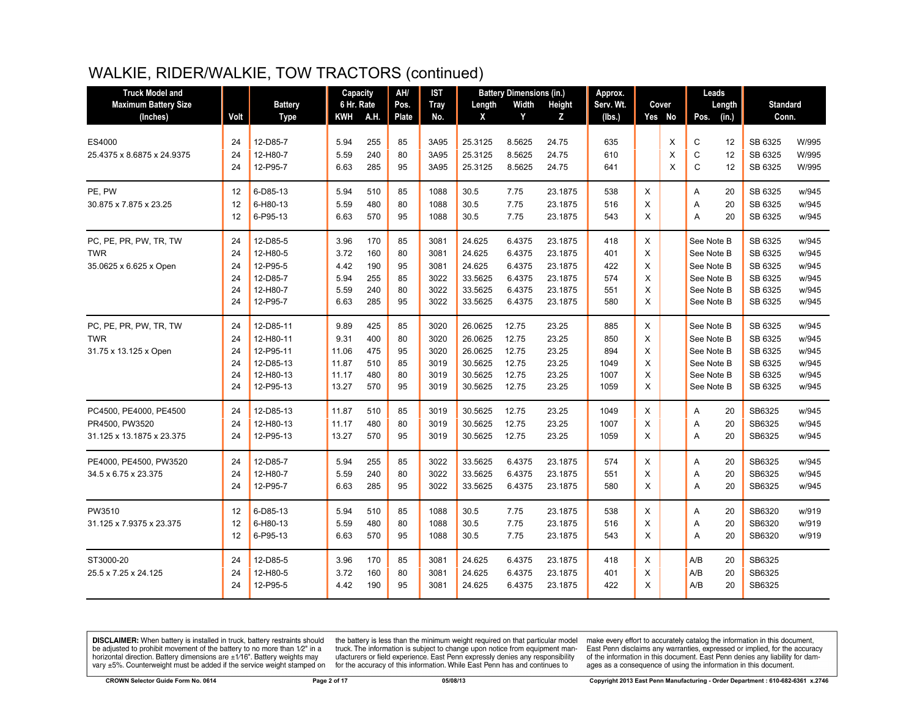# WALKIE, RIDER/WALKIE, TOW TRACTORS (continued)

| Truck Model and Maximum Battery Size (Inches) | Volt | Battery Type | Capacity 6 Hr. Rate | | AH/ Pos. Plate | IST Tray No. | Battery Dimensions (in.) | | | Approx. Serv. Wt. (lbs.) | Cover | | Leads | | Standard Conn. | |
|---|---|---|---|---|---|---|---|---|---|---|---|---|---|---|---|---|
| | | | KWH | A.H. | | | Length X | Width Y | Height Z | | Yes | No | Pos. | Length (in.) | | |
| ES4000 | 24 | 12-D85-7 | 5.94 | 255 | 85 | 3A95 | 25.3125 | 8.5625 | 24.75 | 635 | | X | C | 12 | SB 6325 | W/995 |
| 25.4375 x 8.6875 x 24.9375 | 24 | 12-H80-7 | 5.59 | 240 | 80 | 3A95 | 25.3125 | 8.5625 | 24.75 | 610 | | X | C | 12 | SB 6325 | W/995 |
| | 24 | 12-P95-7 | 6.63 | 285 | 95 | 3A95 | 25.3125 | 8.5625 | 24.75 | 641 | | X | C | 12 | SB 6325 | W/995 |
| PE, PW | 12 | 6-D85-13 | 5.94 | 510 | 85 | 1088 | 30.5 | 7.75 | 23.1875 | 538 | X | | A | 20 | SB 6325 | w/945 |
| 30.875 x 7.875 x 23.25 | 12 | 6-H80-13 | 5.59 | 480 | 80 | 1088 | 30.5 | 7.75 | 23.1875 | 516 | X | | A | 20 | SB 6325 | w/945 |
| | 12 | 6-P95-13 | 6.63 | 570 | 95 | 1088 | 30.5 | 7.75 | 23.1875 | 543 | X | | A | 20 | SB 6325 | w/945 |
| PC, PE, PR, PW, TR, TW | 24 | 12-D85-5 | 3.96 | 170 | 85 | 3081 | 24.625 | 6.4375 | 23.1875 | 418 | X | | See Note B | | SB 6325 | w/945 |
| TWR | 24 | 12-H80-5 | 3.72 | 160 | 80 | 3081 | 24.625 | 6.4375 | 23.1875 | 401 | X | | See Note B | | SB 6325 | w/945 |
| 35.0625 x 6.625 x Open | 24 | 12-P95-5 | 4.42 | 190 | 95 | 3081 | 24.625 | 6.4375 | 23.1875 | 422 | X | | See Note B | | SB 6325 | w/945 |
| | 24 | 12-D85-7 | 5.94 | 255 | 85 | 3022 | 33.5625 | 6.4375 | 23.1875 | 574 | X | | See Note B | | SB 6325 | w/945 |
| | 24 | 12-H80-7 | 5.59 | 240 | 80 | 3022 | 33.5625 | 6.4375 | 23.1875 | 551 | X | | See Note B | | SB 6325 | w/945 |
| | 24 | 12-P95-7 | 6.63 | 285 | 95 | 3022 | 33.5625 | 6.4375 | 23.1875 | 580 | X | | See Note B | | SB 6325 | w/945 |
| PC, PE, PR, PW, TR, TW | 24 | 12-D85-11 | 9.89 | 425 | 85 | 3020 | 26.0625 | 12.75 | 23.25 | 885 | X | | See Note B | | SB 6325 | w/945 |
| TWR | 24 | 12-H80-11 | 9.31 | 400 | 80 | 3020 | 26.0625 | 12.75 | 23.25 | 850 | X | | See Note B | | SB 6325 | w/945 |
| 31.75 x 13.125 x Open | 24 | 12-P95-11 | 11.06 | 475 | 95 | 3020 | 26.0625 | 12.75 | 23.25 | 894 | X | | See Note B | | SB 6325 | w/945 |
| | 24 | 12-D85-13 | 11.87 | 510 | 85 | 3019 | 30.5625 | 12.75 | 23.25 | 1049 | X | | See Note B | | SB 6325 | w/945 |
| | 24 | 12-H80-13 | 11.17 | 480 | 80 | 3019 | 30.5625 | 12.75 | 23.25 | 1007 | X | | See Note B | | SB 6325 | w/945 |
| | 24 | 12-P95-13 | 13.27 | 570 | 95 | 3019 | 30.5625 | 12.75 | 23.25 | 1059 | X | | See Note B | | SB 6325 | w/945 |
| PC4500, PE4000, PE4500 | 24 | 12-D85-13 | 11.87 | 510 | 85 | 3019 | 30.5625 | 12.75 | 23.25 | 1049 | X | | A | 20 | SB6325 | w/945 |
| PR4500, PW3520 | 24 | 12-H80-13 | 11.17 | 480 | 80 | 3019 | 30.5625 | 12.75 | 23.25 | 1007 | X | | A | 20 | SB6325 | w/945 |
| 31.125 x 13.1875 x 23.375 | 24 | 12-P95-13 | 13.27 | 570 | 95 | 3019 | 30.5625 | 12.75 | 23.25 | 1059 | X | | A | 20 | SB6325 | w/945 |
| PE4000, PE4500, PW3520 | 24 | 12-D85-7 | 5.94 | 255 | 85 | 3022 | 33.5625 | 6.4375 | 23.1875 | 574 | X | | A | 20 | SB6325 | w/945 |
| 34.5 x 6.75 x 23.375 | 24 | 12-H80-7 | 5.59 | 240 | 80 | 3022 | 33.5625 | 6.4375 | 23.1875 | 551 | X | | A | 20 | SB6325 | w/945 |
| | 24 | 12-P95-7 | 6.63 | 285 | 95 | 3022 | 33.5625 | 6.4375 | 23.1875 | 580 | X | | A | 20 | SB6325 | w/945 |
| PW3510 | 12 | 6-D85-13 | 5.94 | 510 | 85 | 1088 | 30.5 | 7.75 | 23.1875 | 538 | X | | A | 20 | SB6320 | w/919 |
| 31.125 x 7.9375 x 23.375 | 12 | 6-H80-13 | 5.59 | 480 | 80 | 1088 | 30.5 | 7.75 | 23.1875 | 516 | X | | A | 20 | SB6320 | w/919 |
| | 12 | 6-P95-13 | 6.63 | 570 | 95 | 1088 | 30.5 | 7.75 | 23.1875 | 543 | X | | A | 20 | SB6320 | w/919 |
| ST3000-20 | 24 | 12-D85-5 | 3.96 | 170 | 85 | 3081 | 24.625 | 6.4375 | 23.1875 | 418 | X | | A/B | 20 | SB6325 | |
| 25.5 x 7.25 x 24.125 | 24 | 12-H80-5 | 3.72 | 160 | 80 | 3081 | 24.625 | 6.4375 | 23.1875 | 401 | X | | A/B | 20 | SB6325 | |
| | 24 | 12-P95-5 | 4.42 | 190 | 95 | 3081 | 24.625 | 6.4375 | 23.1875 | 422 | X | | A/B | 20 | SB6325 | |

**DISCLAIMER:** When battery is installed in truck, battery restraints should be adjusted to prohibit movement of the battery to no more than 1⁄2" in a horizontal direction. Battery dimensions are ±1⁄16". Battery weights may vary ±5%. Counterweight must be added if the service weight stamped on the battery is less than the minimum weight required on that particular model truck. The information is subject to change upon notice from equipment manufacturers or field experience. East Penn expressly denies any responsibility for the accuracy of this information. While East Penn has and continues to make every effort to accurately catalog the information in this document, East Penn disclaims any warranties, expressed or implied, for the accuracy of the information in this document. East Penn denies any liability for damages as a consequence of using the information in this document.

CROWN Selector Guide Form No. 0614 | 05/08/13 | Copyright 2013 East Penn Manufacturing - Order Department : 610-682-6361 x.2746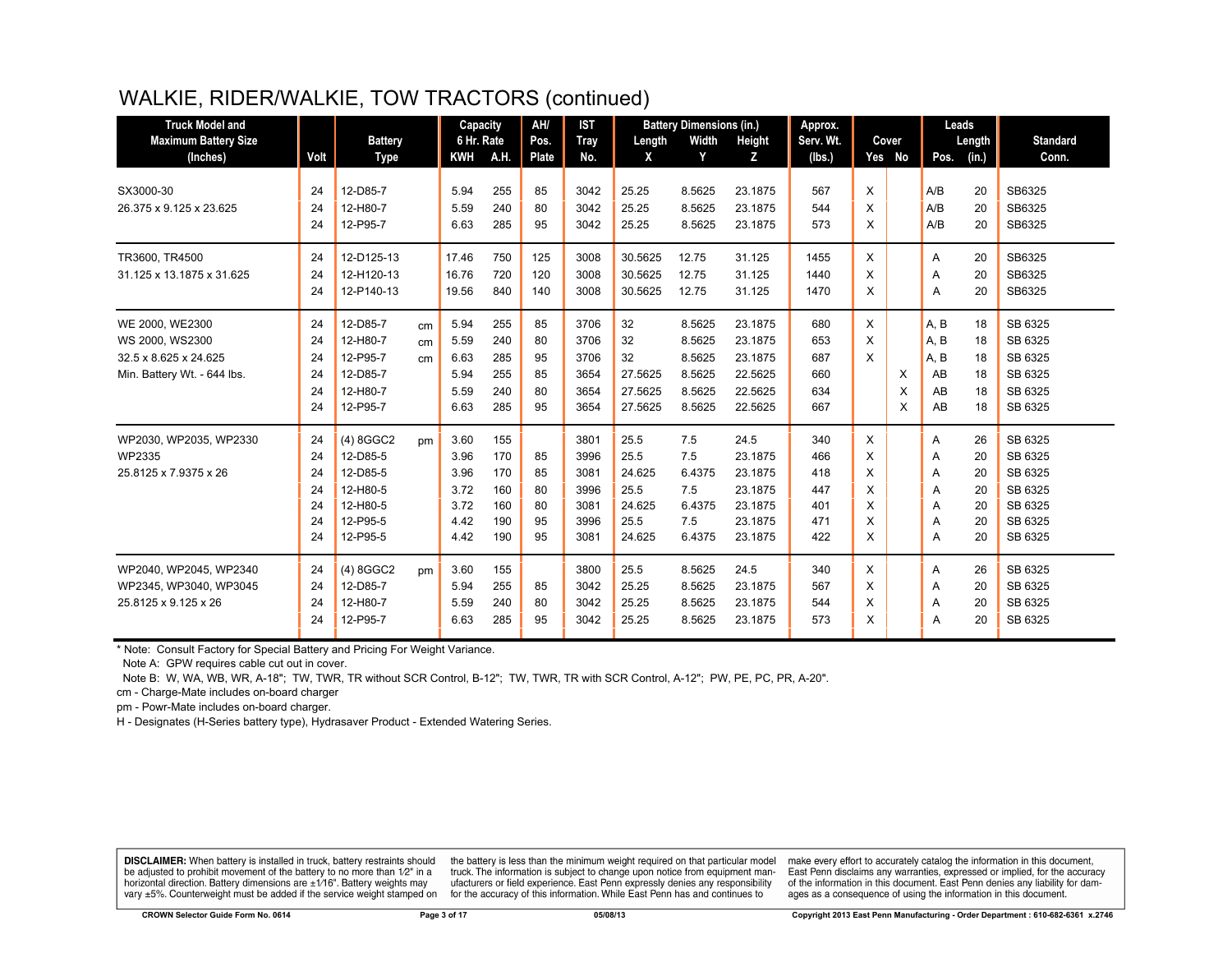# WALKIE, RIDER/WALKIE, TOW TRACTORS (continued)

| Truck Model and Maximum Battery Size (Inches) | Volt | Battery Type | | Capacity 6 Hr. Rate KWH | A.H. | AH/ Pos. Plate | IST Tray No. | Battery Dimensions (in.) Length X | Width Y | Height Z | Approx. Serv. Wt. (lbs.) | Cover Yes | No | Leads Pos. | Length (in.) | Standard Conn. |
|---|---|---|---|---|---|---|---|---|---|---|---|---|---|---|---|---|
| SX3000-30 | 24 | 12-D85-7 | | 5.94 | 255 | 85 | 3042 | 25.25 | 8.5625 | 23.1875 | 567 | X | | A/B | 20 | SB6325 |
| 26.375 x 9.125 x 23.625 | 24 | 12-H80-7 | | 5.59 | 240 | 80 | 3042 | 25.25 | 8.5625 | 23.1875 | 544 | X | | A/B | 20 | SB6325 |
| | 24 | 12-P95-7 | | 6.63 | 285 | 95 | 3042 | 25.25 | 8.5625 | 23.1875 | 573 | X | | A/B | 20 | SB6325 |
| TR3600, TR4500 | 24 | 12-D125-13 | | 17.46 | 750 | 125 | 3008 | 30.5625 | 12.75 | 31.125 | 1455 | X | | A | 20 | SB6325 |
| 31.125 x 13.1875 x 31.625 | 24 | 12-H120-13 | | 16.76 | 720 | 120 | 3008 | 30.5625 | 12.75 | 31.125 | 1440 | X | | A | 20 | SB6325 |
| | 24 | 12-P140-13 | | 19.56 | 840 | 140 | 3008 | 30.5625 | 12.75 | 31.125 | 1470 | X | | A | 20 | SB6325 |
| WE 2000, WE2300 | 24 | 12-D85-7 | cm | 5.94 | 255 | 85 | 3706 | 32 | 8.5625 | 23.1875 | 680 | X | | A, B | 18 | SB 6325 |
| WS 2000, WS2300 | 24 | 12-H80-7 | cm | 5.59 | 240 | 80 | 3706 | 32 | 8.5625 | 23.1875 | 653 | X | | A, B | 18 | SB 6325 |
| 32.5 x 8.625 x 24.625 | 24 | 12-P95-7 | cm | 6.63 | 285 | 95 | 3706 | 32 | 8.5625 | 23.1875 | 687 | X | | A, B | 18 | SB 6325 |
| Min. Battery Wt. - 644 lbs. | 24 | 12-D85-7 | | 5.94 | 255 | 85 | 3654 | 27.5625 | 8.5625 | 22.5625 | 660 | | X | AB | 18 | SB 6325 |
| | 24 | 12-H80-7 | | 5.59 | 240 | 80 | 3654 | 27.5625 | 8.5625 | 22.5625 | 634 | | X | AB | 18 | SB 6325 |
| | 24 | 12-P95-7 | | 6.63 | 285 | 95 | 3654 | 27.5625 | 8.5625 | 22.5625 | 667 | | X | AB | 18 | SB 6325 |
| WP2030, WP2035, WP2330 | 24 | (4) 8GGC2 | pm | 3.60 | 155 | | 3801 | 25.5 | 7.5 | 24.5 | 340 | X | | A | 26 | SB 6325 |
| WP2335 | 24 | 12-D85-5 | | 3.96 | 170 | 85 | 3996 | 25.5 | 7.5 | 23.1875 | 466 | X | | A | 20 | SB 6325 |
| 25.8125 x 7.9375 x 26 | 24 | 12-D85-5 | | 3.96 | 170 | 85 | 3081 | 24.625 | 6.4375 | 23.1875 | 418 | X | | A | 20 | SB 6325 |
| | 24 | 12-H80-5 | | 3.72 | 160 | 80 | 3996 | 25.5 | 7.5 | 23.1875 | 447 | X | | A | 20 | SB 6325 |
| | 24 | 12-H80-5 | | 3.72 | 160 | 80 | 3081 | 24.625 | 6.4375 | 23.1875 | 401 | X | | A | 20 | SB 6325 |
| | 24 | 12-P95-5 | | 4.42 | 190 | 95 | 3996 | 25.5 | 7.5 | 23.1875 | 471 | X | | A | 20 | SB 6325 |
| | 24 | 12-P95-5 | | 4.42 | 190 | 95 | 3081 | 24.625 | 6.4375 | 23.1875 | 422 | X | | A | 20 | SB 6325 |
| WP2040, WP2045, WP2340 | 24 | (4) 8GGC2 | pm | 3.60 | 155 | | 3800 | 25.5 | 8.5625 | 24.5 | 340 | X | | A | 26 | SB 6325 |
| WP2345, WP3040, WP3045 | 24 | 12-D85-7 | | 5.94 | 255 | 85 | 3042 | 25.25 | 8.5625 | 23.1875 | 567 | X | | A | 20 | SB 6325 |
| 25.8125 x 9.125 x 26 | 24 | 12-H80-7 | | 5.59 | 240 | 80 | 3042 | 25.25 | 8.5625 | 23.1875 | 544 | X | | A | 20 | SB 6325 |
| | 24 | 12-P95-7 | | 6.63 | 285 | 95 | 3042 | 25.25 | 8.5625 | 23.1875 | 573 | X | | A | 20 | SB 6325 |

* Note: Consult Factory for Special Battery and Pricing For Weight Variance.

Note A: GPW requires cable cut out in cover.

Note B: W, WA, WB, WR, A-18"; TW, TWR, TR without SCR Control, B-12"; TW, TWR, TR with SCR Control, A-12"; PW, PE, PC, PR, A-20".

cm - Charge-Mate includes on-board charger

pm - Powr-Mate includes on-board charger.

H - Designates (H-Series battery type), Hydrasaver Product - Extended Watering Series.

**DISCLAIMER:** When battery is installed in truck, battery restraints should be adjusted to prohibit movement of the battery to no more than 1⁄2" in a horizontal direction. Battery dimensions are ±1⁄16". Battery weights may vary ±5%. Counterweight must be added if the service weight stamped on the battery is less than the minimum weight required on that particular model truck. The information is subject to change upon notice from equipment manufacturers or field experience. East Penn expressly denies any responsibility for the accuracy of this information. While East Penn has and continues to make every effort to accurately catalog the information in this document, East Penn disclaims any warranties, expressed or implied, for the accuracy of the information in this document. East Penn denies any liability for damages as a consequence of using the information in this document.

CROWN Selector Guide Form No. 0614 05/08/13 Copyright 2013 East Penn Manufacturing - Order Department : 610-682-6361 x.2746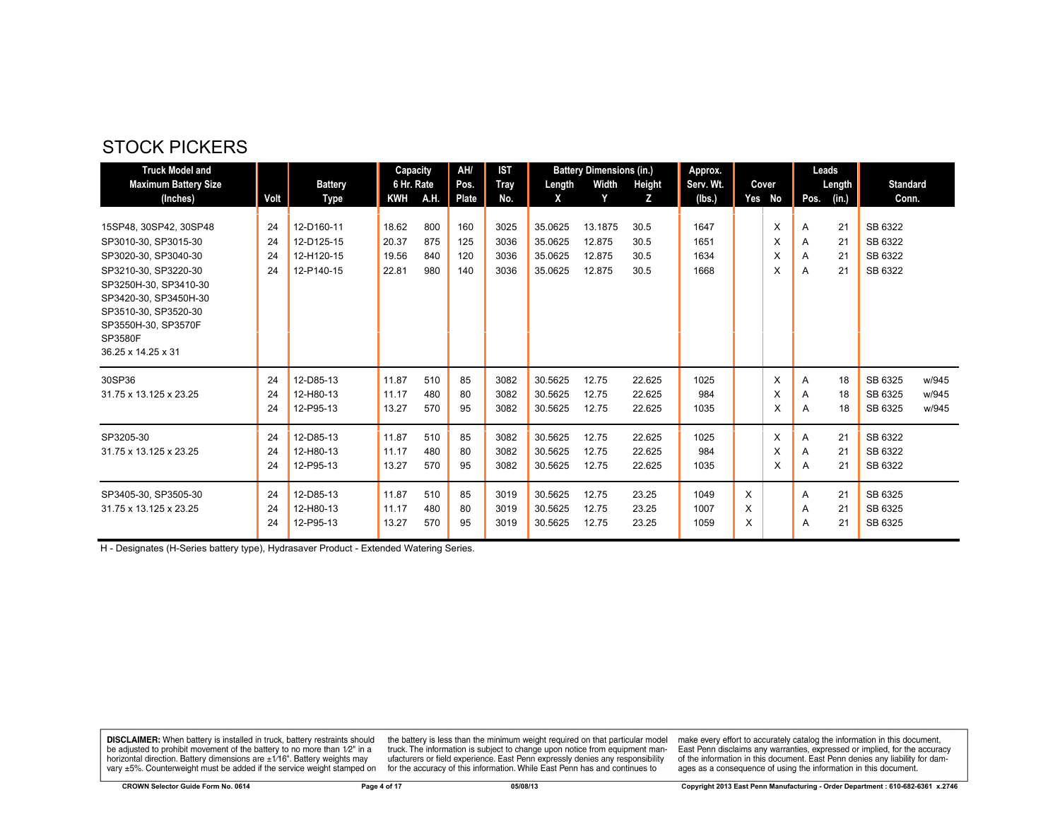## STOCK PICKERS

| Truck Model and Maximum Battery Size (Inches) | Volt | Battery Type | Capacity 6 Hr. Rate | | AH/ Pos. Plate | IST Tray No. | Battery Dimensions (in.) | | | Approx. Serv. Wt. (lbs.) | Cover | | Leads | | Standard Conn. | |
|---|---|---|---|---|---|---|---|---|---|---|---|---|---|---|---|---|
| | | | KWH | A.H. | | | Length X | Width Y | Height Z | | Yes | No | Pos. | Length (in.) | | |
| 15SP48, 30SP42, 30SP48 | 24 | 12-D160-11 | 18.62 | 800 | 160 | 3025 | 35.0625 | 13.1875 | 30.5 | 1647 | | X | A | 21 | SB 6322 | |
| SP3010-30, SP3015-30 | 24 | 12-D125-15 | 20.37 | 875 | 125 | 3036 | 35.0625 | 12.875 | 30.5 | 1651 | | X | A | 21 | SB 6322 | |
| SP3020-30, SP3040-30 | 24 | 12-H120-15 | 19.56 | 840 | 120 | 3036 | 35.0625 | 12.875 | 30.5 | 1634 | | X | A | 21 | SB 6322 | |
| SP3210-30, SP3220-30 | 24 | 12-P140-15 | 22.81 | 980 | 140 | 3036 | 35.0625 | 12.875 | 30.5 | 1668 | | X | A | 21 | SB 6322 | |
| SP3250H-30, SP3410-30 | | | | | | | | | | | | | | | | |
| SP3420-30, SP3450H-30 | | | | | | | | | | | | | | | | |
| SP3510-30, SP3520-30 | | | | | | | | | | | | | | | | |
| SP3550H-30, SP3570F | | | | | | | | | | | | | | | | |
| SP3580F | | | | | | | | | | | | | | | | |
| 36.25 x 14.25 x 31 | | | | | | | | | | | | | | | | |
| 30SP36 | 24 | 12-D85-13 | 11.87 | 510 | 85 | 3082 | 30.5625 | 12.75 | 22.625 | 1025 | | X | A | 18 | SB 6325 | w/945 |
| 31.75 x 13.125 x 23.25 | 24 | 12-H80-13 | 11.17 | 480 | 80 | 3082 | 30.5625 | 12.75 | 22.625 | 984 | | X | A | 18 | SB 6325 | w/945 |
| | 24 | 12-P95-13 | 13.27 | 570 | 95 | 3082 | 30.5625 | 12.75 | 22.625 | 1035 | | X | A | 18 | SB 6325 | w/945 |
| SP3205-30 | 24 | 12-D85-13 | 11.87 | 510 | 85 | 3082 | 30.5625 | 12.75 | 22.625 | 1025 | | X | A | 21 | SB 6322 | |
| 31.75 x 13.125 x 23.25 | 24 | 12-H80-13 | 11.17 | 480 | 80 | 3082 | 30.5625 | 12.75 | 22.625 | 984 | | X | A | 21 | SB 6322 | |
| | 24 | 12-P95-13 | 13.27 | 570 | 95 | 3082 | 30.5625 | 12.75 | 22.625 | 1035 | | X | A | 21 | SB 6322 | |
| SP3405-30, SP3505-30 | 24 | 12-D85-13 | 11.87 | 510 | 85 | 3019 | 30.5625 | 12.75 | 23.25 | 1049 | X | | A | 21 | SB 6325 | |
| 31.75 x 13.125 x 23.25 | 24 | 12-H80-13 | 11.17 | 480 | 80 | 3019 | 30.5625 | 12.75 | 23.25 | 1007 | X | | A | 21 | SB 6325 | |
| | 24 | 12-P95-13 | 13.27 | 570 | 95 | 3019 | 30.5625 | 12.75 | 23.25 | 1059 | X | | A | 21 | SB 6325 | |

H - Designates (H-Series battery type), Hydrasaver Product - Extended Watering Series.

**DISCLAIMER:** When battery is installed in truck, battery restraints should be adjusted to prohibit movement of the battery to no more than 1⁄2" in a horizontal direction. Battery dimensions are ±1⁄16". Battery weights may vary ±5%. Counterweight must be added if the service weight stamped on the battery is less than the minimum weight required on that particular model truck. The information is subject to change upon notice from equipment manufacturers or field experience. East Penn expressly denies any responsibility for the accuracy of this information. While East Penn has and continues to make every effort to accurately catalog the information in this document, East Penn disclaims any warranties, expressed or implied, for the accuracy of the information in this document. East Penn denies any liability for damages as a consequence of using the information in this document.

CROWN Selector Guide Form No. 0614 | 05/08/13 | Copyright 2013 East Penn Manufacturing - Order Department : 610-682-6361 x.2746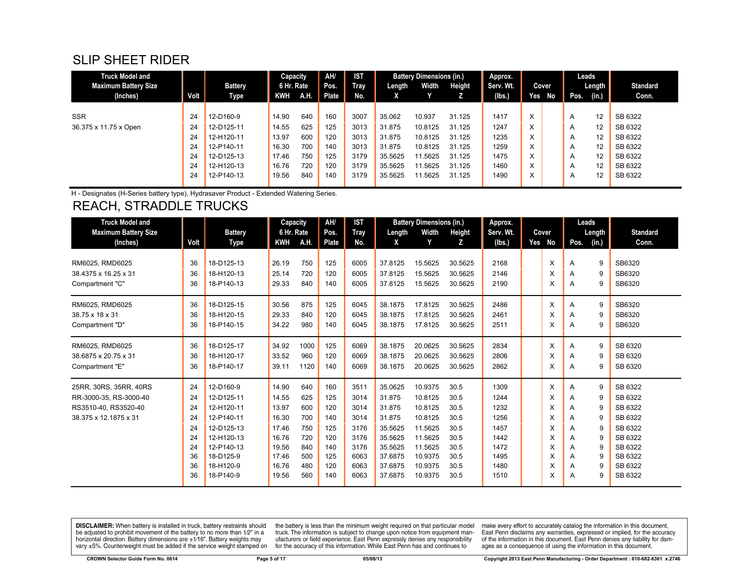## SLIP SHEET RIDER

| Truck Model and Maximum Battery Size (Inches) | Volt | Battery Type | Capacity 6 Hr. Rate KWH | A.H. | AH/ Pos. Plate | IST Tray No. | Battery Dimensions (in.) Length X | Width Y | Height Z | Approx. Serv. Wt. (lbs.) | Cover Yes | No | Leads Pos. | Length (in.) | Standard Conn. |
|---|---|---|---|---|---|---|---|---|---|---|---|---|---|---|---|
| SSR | 24 | 12-D160-9 | 14.90 | 640 | 160 | 3007 | 35.062 | 10.937 | 31.125 | 1417 | X | | A | 12 | SB 6322 |
| 36.375 x 11.75 x Open | 24 | 12-D125-11 | 14.55 | 625 | 125 | 3013 | 31.875 | 10.8125 | 31.125 | 1247 | X | | A | 12 | SB 6322 |
| | 24 | 12-H120-11 | 13.97 | 600 | 120 | 3013 | 31.875 | 10.8125 | 31.125 | 1235 | X | | A | 12 | SB 6322 |
| | 24 | 12-P140-11 | 16.30 | 700 | 140 | 3013 | 31.875 | 10.8125 | 31.125 | 1259 | X | | A | 12 | SB 6322 |
| | 24 | 12-D125-13 | 17.46 | 750 | 125 | 3179 | 35.5625 | 11.5625 | 31.125 | 1475 | X | | A | 12 | SB 6322 |
| | 24 | 12-H120-13 | 16.76 | 720 | 120 | 3179 | 35.5625 | 11.5625 | 31.125 | 1460 | X | | A | 12 | SB 6322 |
| | 24 | 12-P140-13 | 19.56 | 840 | 140 | 3179 | 35.5625 | 11.5625 | 31.125 | 1490 | X | | A | 12 | SB 6322 |

H - Designates (H-Series battery type), Hydrasaver Product - Extended Watering Series.

## REACH, STRADDLE TRUCKS

| Truck Model and Maximum Battery Size (Inches) | Volt | Battery Type | Capacity 6 Hr. Rate KWH | A.H. | AH/ Pos. Plate | IST Tray No. | Battery Dimensions (in.) Length X | Width Y | Height Z | Approx. Serv. Wt. (lbs.) | Cover Yes | No | Leads Pos. | Length (in.) | Standard Conn. |
|---|---|---|---|---|---|---|---|---|---|---|---|---|---|---|---|
| RM6025, RMD6025 | 36 | 18-D125-13 | 26.19 | 750 | 125 | 6005 | 37.8125 | 15.5625 | 30.5625 | 2168 | | X | A | 9 | SB6320 |
| 38.4375 x 16.25 x 31 | 36 | 18-H120-13 | 25.14 | 720 | 120 | 6005 | 37.8125 | 15.5625 | 30.5625 | 2146 | | X | A | 9 | SB6320 |
| Compartment "C" | 36 | 18-P140-13 | 29.33 | 840 | 140 | 6005 | 37.8125 | 15.5625 | 30.5625 | 2190 | | X | A | 9 | SB6320 |
| RM6025, RMD6025 | 36 | 18-D125-15 | 30.56 | 875 | 125 | 6045 | 38.1875 | 17.8125 | 30.5625 | 2486 | | X | A | 9 | SB6320 |
| 38.75 x 18 x 31 | 36 | 18-H120-15 | 29.33 | 840 | 120 | 6045 | 38.1875 | 17.8125 | 30.5625 | 2461 | | X | A | 9 | SB6320 |
| Compartment "D" | 36 | 18-P140-15 | 34.22 | 980 | 140 | 6045 | 38.1875 | 17.8125 | 30.5625 | 2511 | | X | A | 9 | SB6320 |
| RM6025, RMD6025 | 36 | 18-D125-17 | 34.92 | 1000 | 125 | 6069 | 38.1875 | 20.0625 | 30.5625 | 2834 | | X | A | 9 | SB 6320 |
| 38.6875 x 20.75 x 31 | 36 | 18-H120-17 | 33.52 | 960 | 120 | 6069 | 38.1875 | 20.0625 | 30.5625 | 2806 | | X | A | 9 | SB 6320 |
| Compartment "E" | 36 | 18-P140-17 | 39.11 | 1120 | 140 | 6069 | 38.1875 | 20.0625 | 30.5625 | 2862 | | X | A | 9 | SB 6320 |
| 25RR, 30RS, 35RR, 40RS | 24 | 12-D160-9 | 14.90 | 640 | 160 | 3511 | 35.0625 | 10.9375 | 30.5 | 1309 | | X | A | 9 | SB 6322 |
| RR-3000-35, RS-3000-40 | 24 | 12-D125-11 | 14.55 | 625 | 125 | 3014 | 31.875 | 10.8125 | 30.5 | 1244 | | X | A | 9 | SB 6322 |
| RS3510-40, RS3520-40 | 24 | 12-H120-11 | 13.97 | 600 | 120 | 3014 | 31.875 | 10.8125 | 30.5 | 1232 | | X | A | 9 | SB 6322 |
| 38.375 x 12.1875 x 31 | 24 | 12-P140-11 | 16.30 | 700 | 140 | 3014 | 31.875 | 10.8125 | 30.5 | 1256 | | X | A | 9 | SB 6322 |
| | 24 | 12-D125-13 | 17.46 | 750 | 125 | 3176 | 35.5625 | 11.5625 | 30.5 | 1457 | | X | A | 9 | SB 6322 |
| | 24 | 12-H120-13 | 16.76 | 720 | 120 | 3176 | 35.5625 | 11.5625 | 30.5 | 1442 | | X | A | 9 | SB 6322 |
| | 24 | 12-P140-13 | 19.56 | 840 | 140 | 3176 | 35.5625 | 11.5625 | 30.5 | 1472 | | X | A | 9 | SB 6322 |
| | 36 | 18-D125-9 | 17.46 | 500 | 125 | 6063 | 37.6875 | 10.9375 | 30.5 | 1495 | | X | A | 9 | SB 6322 |
| | 36 | 18-H120-9 | 16.76 | 480 | 120 | 6063 | 37.6875 | 10.9375 | 30.5 | 1480 | | X | A | 9 | SB 6322 |
| | 36 | 18-P140-9 | 19.56 | 560 | 140 | 6063 | 37.6875 | 10.9375 | 30.5 | 1510 | | X | A | 9 | SB 6322 |

**DISCLAIMER:** When battery is installed in truck, battery restraints should be adjusted to prohibit movement of the battery to no more than 1⁄2" in a horizontal direction. Battery dimensions are ±1⁄16". Battery weights may vary ±5%. Counterweight must be added if the service weight stamped on the battery is less than the minimum weight required on that particular model truck. The information is subject to change upon notice from equipment manufacturers or field experience. East Penn expressly denies any responsibility for the accuracy of this information. While East Penn has and continues to make every effort to accurately catalog the information in this document, East Penn disclaims any warranties, expressed or implied, for the accuracy of the information in this document. East Penn denies any liability for damages as a consequence of using the information in this document.

CROWN Selector Guide Form No. 0614 | 05/08/13 | Copyright 2013 East Penn Manufacturing - Order Department : 610-682-6361 x.2746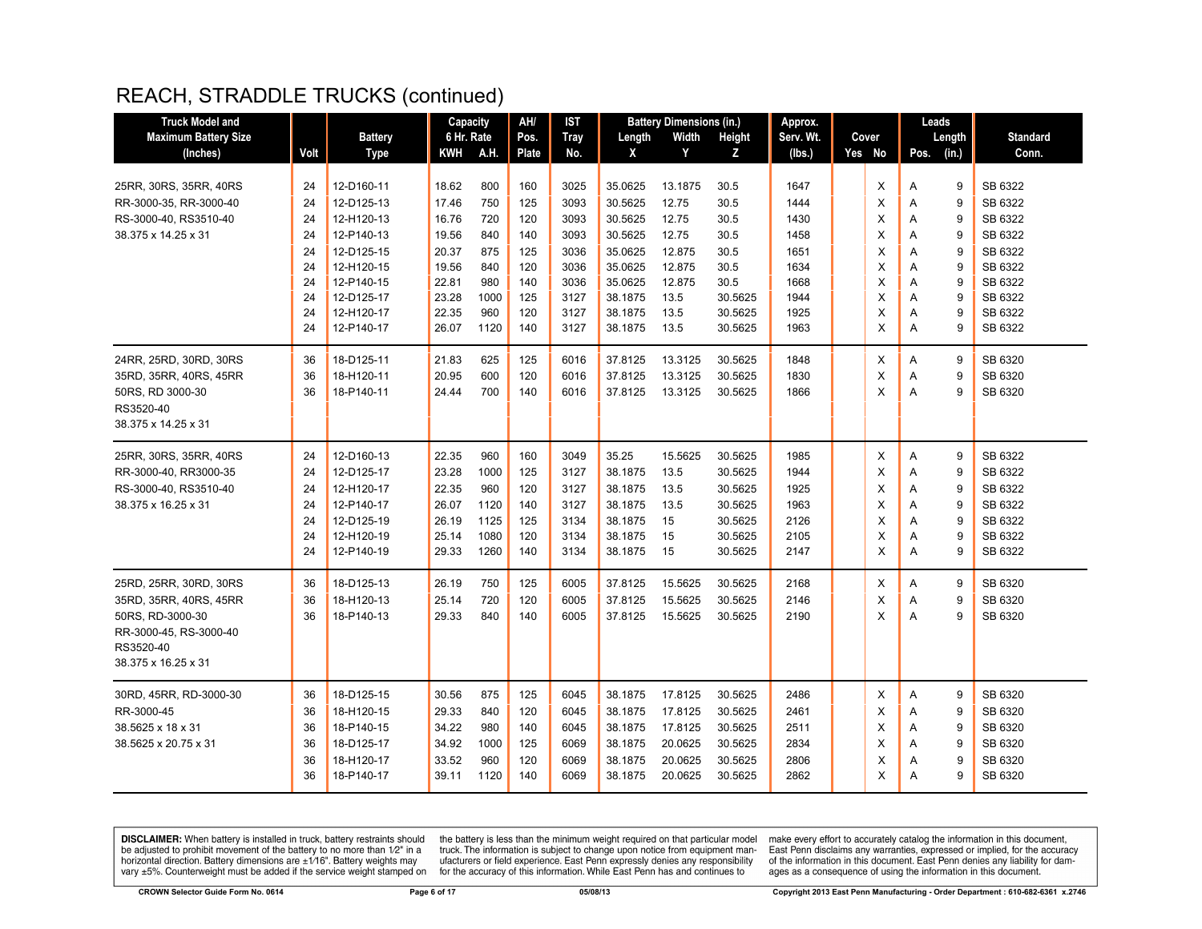# REACH, STRADDLE TRUCKS (continued)

| Truck Model and Maximum Battery Size (Inches) | Volt | Battery Type | Capacity 6 Hr. Rate | | AH/ Pos. Plate | IST Tray No. | Battery Dimensions (in.) | | | Approx. Serv. Wt. (lbs.) | Cover | | Leads | | Standard Conn. |
|---|---|---|---|---|---|---|---|---|---|---|---|---|---|---|---|
| | | | KWH | A.H. | | | Length X | Width Y | Height Z | | Yes | No | Pos. | Length (in.) | |
| 25RR, 30RS, 35RR, 40RS | 24 | 12-D160-11 | 18.62 | 800 | 160 | 3025 | 35.0625 | 13.1875 | 30.5 | 1647 | | X | A | 9 | SB 6322 |
| RR-3000-35, RR-3000-40 | 24 | 12-D125-13 | 17.46 | 750 | 125 | 3093 | 30.5625 | 12.75 | 30.5 | 1444 | | X | A | 9 | SB 6322 |
| RS-3000-40, RS3510-40 | 24 | 12-H120-13 | 16.76 | 720 | 120 | 3093 | 30.5625 | 12.75 | 30.5 | 1430 | | X | A | 9 | SB 6322 |
| 38.375 x 14.25 x 31 | 24 | 12-P140-13 | 19.56 | 840 | 140 | 3093 | 30.5625 | 12.75 | 30.5 | 1458 | | X | A | 9 | SB 6322 |
| | 24 | 12-D125-15 | 20.37 | 875 | 125 | 3036 | 35.0625 | 12.875 | 30.5 | 1651 | | X | A | 9 | SB 6322 |
| | 24 | 12-H120-15 | 19.56 | 840 | 120 | 3036 | 35.0625 | 12.875 | 30.5 | 1634 | | X | A | 9 | SB 6322 |
| | 24 | 12-P140-15 | 22.81 | 980 | 140 | 3036 | 35.0625 | 12.875 | 30.5 | 1668 | | X | A | 9 | SB 6322 |
| | 24 | 12-D125-17 | 23.28 | 1000 | 125 | 3127 | 38.1875 | 13.5 | 30.5625 | 1944 | | X | A | 9 | SB 6322 |
| | 24 | 12-H120-17 | 22.35 | 960 | 120 | 3127 | 38.1875 | 13.5 | 30.5625 | 1925 | | X | A | 9 | SB 6322 |
| | 24 | 12-P140-17 | 26.07 | 1120 | 140 | 3127 | 38.1875 | 13.5 | 30.5625 | 1963 | | X | A | 9 | SB 6322 |
| 24RR, 25RD, 30RD, 30RS | 36 | 18-D125-11 | 21.83 | 625 | 125 | 6016 | 37.8125 | 13.3125 | 30.5625 | 1848 | | X | A | 9 | SB 6320 |
| 35RD, 35RR, 40RS, 45RR | 36 | 18-H120-11 | 20.95 | 600 | 120 | 6016 | 37.8125 | 13.3125 | 30.5625 | 1830 | | X | A | 9 | SB 6320 |
| 50RS, RD 3000-30 | 36 | 18-P140-11 | 24.44 | 700 | 140 | 6016 | 37.8125 | 13.3125 | 30.5625 | 1866 | | X | A | 9 | SB 6320 |
| RS3520-40 | | | | | | | | | | | | | | | |
| 38.375 x 14.25 x 31 | | | | | | | | | | | | | | | |
| 25RR, 30RS, 35RR, 40RS | 24 | 12-D160-13 | 22.35 | 960 | 160 | 3049 | 35.25 | 15.5625 | 30.5625 | 1985 | | X | A | 9 | SB 6322 |
| RR-3000-40, RR3000-35 | 24 | 12-D125-17 | 23.28 | 1000 | 125 | 3127 | 38.1875 | 13.5 | 30.5625 | 1944 | | X | A | 9 | SB 6322 |
| RS-3000-40, RS3510-40 | 24 | 12-H120-17 | 22.35 | 960 | 120 | 3127 | 38.1875 | 13.5 | 30.5625 | 1925 | | X | A | 9 | SB 6322 |
| 38.375 x 16.25 x 31 | 24 | 12-P140-17 | 26.07 | 1120 | 140 | 3127 | 38.1875 | 13.5 | 30.5625 | 1963 | | X | A | 9 | SB 6322 |
| | 24 | 12-D125-19 | 26.19 | 1125 | 125 | 3134 | 38.1875 | 15 | 30.5625 | 2126 | | X | A | 9 | SB 6322 |
| | 24 | 12-H120-19 | 25.14 | 1080 | 120 | 3134 | 38.1875 | 15 | 30.5625 | 2105 | | X | A | 9 | SB 6322 |
| | 24 | 12-P140-19 | 29.33 | 1260 | 140 | 3134 | 38.1875 | 15 | 30.5625 | 2147 | | X | A | 9 | SB 6322 |
| 25RD, 25RR, 30RD, 30RS | 36 | 18-D125-13 | 26.19 | 750 | 125 | 6005 | 37.8125 | 15.5625 | 30.5625 | 2168 | | X | A | 9 | SB 6320 |
| 35RD, 35RR, 40RS, 45RR | 36 | 18-H120-13 | 25.14 | 720 | 120 | 6005 | 37.8125 | 15.5625 | 30.5625 | 2146 | | X | A | 9 | SB 6320 |
| 50RS, RD-3000-30 | 36 | 18-P140-13 | 29.33 | 840 | 140 | 6005 | 37.8125 | 15.5625 | 30.5625 | 2190 | | X | A | 9 | SB 6320 |
| RR-3000-45, RS-3000-40 | | | | | | | | | | | | | | | |
| RS3520-40 | | | | | | | | | | | | | | | |
| 38.375 x 16.25 x 31 | | | | | | | | | | | | | | | |
| 30RD, 45RR, RD-3000-30 | 36 | 18-D125-15 | 30.56 | 875 | 125 | 6045 | 38.1875 | 17.8125 | 30.5625 | 2486 | | X | A | 9 | SB 6320 |
| RR-3000-45 | 36 | 18-H120-15 | 29.33 | 840 | 120 | 6045 | 38.1875 | 17.8125 | 30.5625 | 2461 | | X | A | 9 | SB 6320 |
| 38.5625 x 18 x 31 | 36 | 18-P140-15 | 34.22 | 980 | 140 | 6045 | 38.1875 | 17.8125 | 30.5625 | 2511 | | X | A | 9 | SB 6320 |
| 38.5625 x 20.75 x 31 | 36 | 18-D125-17 | 34.92 | 1000 | 125 | 6069 | 38.1875 | 20.0625 | 30.5625 | 2834 | | X | A | 9 | SB 6320 |
| | 36 | 18-H120-17 | 33.52 | 960 | 120 | 6069 | 38.1875 | 20.0625 | 30.5625 | 2806 | | X | A | 9 | SB 6320 |
| | 36 | 18-P140-17 | 39.11 | 1120 | 140 | 6069 | 38.1875 | 20.0625 | 30.5625 | 2862 | | X | A | 9 | SB 6320 |

**DISCLAIMER:** When battery is installed in truck, battery restraints should be adjusted to prohibit movement of the battery to no more than 1⁄2" in a horizontal direction. Battery dimensions are ±1⁄16". Battery weights may vary ±5%. Counterweight must be added if the service weight stamped on the battery is less than the minimum weight required on that particular model truck. The information is subject to change upon notice from equipment manufacturers or field experience. East Penn expressly denies any responsibility for the accuracy of this information. While East Penn has and continues to make every effort to accurately catalog the information in this document, East Penn disclaims any warranties, expressed or implied, for the accuracy of the information in this document. East Penn denies any liability for damages as a consequence of using the information in this document.

CROWN Selector Guide Form No. 0614 — 05/08/13 — Copyright 2013 East Penn Manufacturing - Order Department : 610-682-6361 x.2746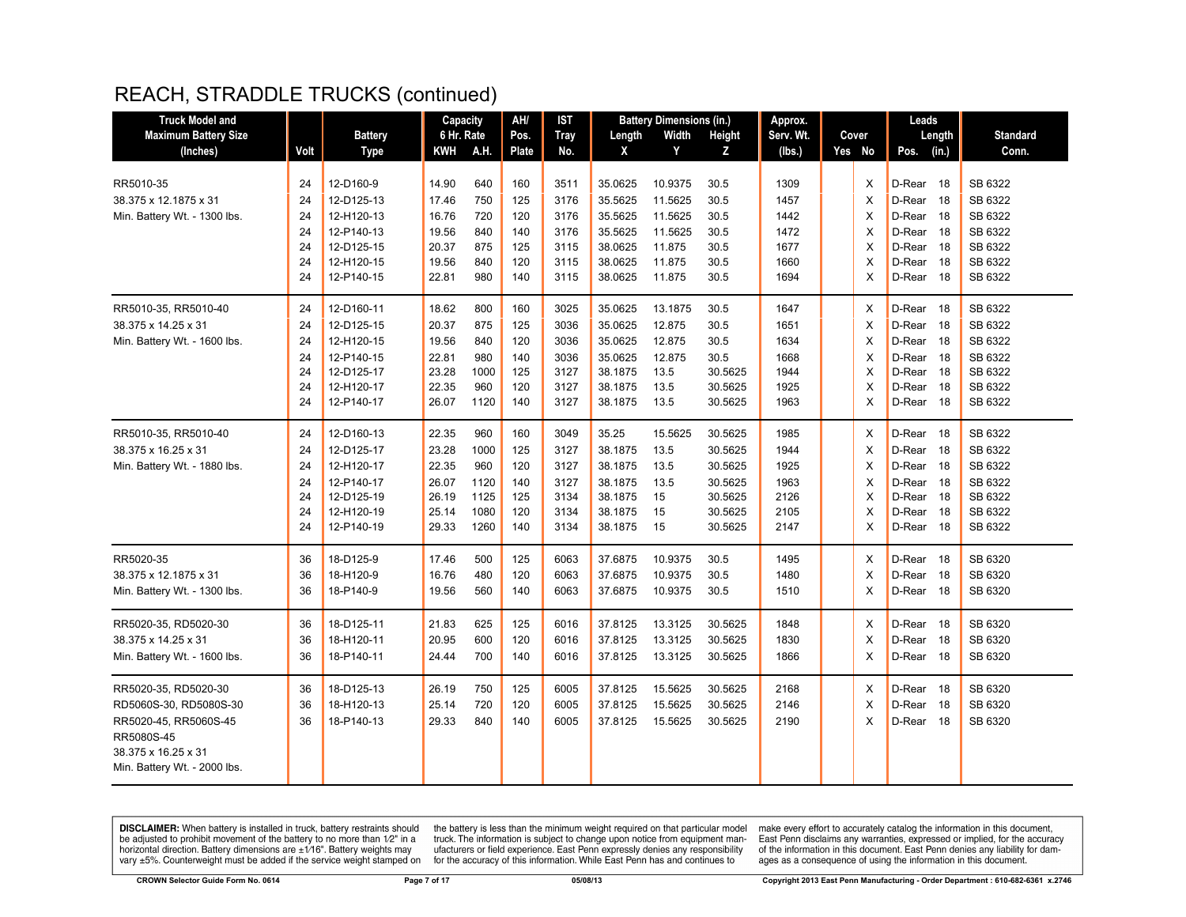# REACH, STRADDLE TRUCKS (continued)

| Truck Model and Maximum Battery Size (Inches) | Volt | Battery Type | Capacity 6 Hr. Rate KWH | A.H. | AH/ Pos. Plate | IST Tray No. | Battery Dimensions (in.) Length X | Width Y | Height Z | Approx. Serv. Wt. (lbs.) | Cover Yes | No | Leads Pos. | Length (in.) | Standard Conn. |
|---|---|---|---|---|---|---|---|---|---|---|---|---|---|---|---|
| RR5010-35 | 24 | 12-D160-9 | 14.90 | 640 | 160 | 3511 | 35.0625 | 10.9375 | 30.5 | 1309 | | X | D-Rear | 18 | SB 6322 |
| 38.375 x 12.1875 x 31 | 24 | 12-D125-13 | 17.46 | 750 | 125 | 3176 | 35.5625 | 11.5625 | 30.5 | 1457 | | X | D-Rear | 18 | SB 6322 |
| Min. Battery Wt. - 1300 lbs. | 24 | 12-H120-13 | 16.76 | 720 | 120 | 3176 | 35.5625 | 11.5625 | 30.5 | 1442 | | X | D-Rear | 18 | SB 6322 |
| | 24 | 12-P140-13 | 19.56 | 840 | 140 | 3176 | 35.5625 | 11.5625 | 30.5 | 1472 | | X | D-Rear | 18 | SB 6322 |
| | 24 | 12-D125-15 | 20.37 | 875 | 125 | 3115 | 38.0625 | 11.875 | 30.5 | 1677 | | X | D-Rear | 18 | SB 6322 |
| | 24 | 12-H120-15 | 19.56 | 840 | 120 | 3115 | 38.0625 | 11.875 | 30.5 | 1660 | | X | D-Rear | 18 | SB 6322 |
| | 24 | 12-P140-15 | 22.81 | 980 | 140 | 3115 | 38.0625 | 11.875 | 30.5 | 1694 | | X | D-Rear | 18 | SB 6322 |
| RR5010-35, RR5010-40 | 24 | 12-D160-11 | 18.62 | 800 | 160 | 3025 | 35.0625 | 13.1875 | 30.5 | 1647 | | X | D-Rear | 18 | SB 6322 |
| 38.375 x 14.25 x 31 | 24 | 12-D125-15 | 20.37 | 875 | 125 | 3036 | 35.0625 | 12.875 | 30.5 | 1651 | | X | D-Rear | 18 | SB 6322 |
| Min. Battery Wt. - 1600 lbs. | 24 | 12-H120-15 | 19.56 | 840 | 120 | 3036 | 35.0625 | 12.875 | 30.5 | 1634 | | X | D-Rear | 18 | SB 6322 |
| | 24 | 12-P140-15 | 22.81 | 980 | 140 | 3036 | 35.0625 | 12.875 | 30.5 | 1668 | | X | D-Rear | 18 | SB 6322 |
| | 24 | 12-D125-17 | 23.28 | 1000 | 125 | 3127 | 38.1875 | 13.5 | 30.5625 | 1944 | | X | D-Rear | 18 | SB 6322 |
| | 24 | 12-H120-17 | 22.35 | 960 | 120 | 3127 | 38.1875 | 13.5 | 30.5625 | 1925 | | X | D-Rear | 18 | SB 6322 |
| | 24 | 12-P140-17 | 26.07 | 1120 | 140 | 3127 | 38.1875 | 13.5 | 30.5625 | 1963 | | X | D-Rear | 18 | SB 6322 |
| RR5010-35, RR5010-40 | 24 | 12-D160-13 | 22.35 | 960 | 160 | 3049 | 35.25 | 15.5625 | 30.5625 | 1985 | | X | D-Rear | 18 | SB 6322 |
| 38.375 x 16.25 x 31 | 24 | 12-D125-17 | 23.28 | 1000 | 125 | 3127 | 38.1875 | 13.5 | 30.5625 | 1944 | | X | D-Rear | 18 | SB 6322 |
| Min. Battery Wt. - 1880 lbs. | 24 | 12-H120-17 | 22.35 | 960 | 120 | 3127 | 38.1875 | 13.5 | 30.5625 | 1925 | | X | D-Rear | 18 | SB 6322 |
| | 24 | 12-P140-17 | 26.07 | 1120 | 140 | 3127 | 38.1875 | 13.5 | 30.5625 | 1963 | | X | D-Rear | 18 | SB 6322 |
| | 24 | 12-D125-19 | 26.19 | 1125 | 125 | 3134 | 38.1875 | 15 | 30.5625 | 2126 | | X | D-Rear | 18 | SB 6322 |
| | 24 | 12-H120-19 | 25.14 | 1080 | 120 | 3134 | 38.1875 | 15 | 30.5625 | 2105 | | X | D-Rear | 18 | SB 6322 |
| | 24 | 12-P140-19 | 29.33 | 1260 | 140 | 3134 | 38.1875 | 15 | 30.5625 | 2147 | | X | D-Rear | 18 | SB 6322 |
| RR5020-35 | 36 | 18-D125-9 | 17.46 | 500 | 125 | 6063 | 37.6875 | 10.9375 | 30.5 | 1495 | | X | D-Rear | 18 | SB 6320 |
| 38.375 x 12.1875 x 31 | 36 | 18-H120-9 | 16.76 | 480 | 120 | 6063 | 37.6875 | 10.9375 | 30.5 | 1480 | | X | D-Rear | 18 | SB 6320 |
| Min. Battery Wt. - 1300 lbs. | 36 | 18-P140-9 | 19.56 | 560 | 140 | 6063 | 37.6875 | 10.9375 | 30.5 | 1510 | | X | D-Rear | 18 | SB 6320 |
| RR5020-35, RD5020-30 | 36 | 18-D125-11 | 21.83 | 625 | 125 | 6016 | 37.8125 | 13.3125 | 30.5625 | 1848 | | X | D-Rear | 18 | SB 6320 |
| 38.375 x 14.25 x 31 | 36 | 18-H120-11 | 20.95 | 600 | 120 | 6016 | 37.8125 | 13.3125 | 30.5625 | 1830 | | X | D-Rear | 18 | SB 6320 |
| Min. Battery Wt. - 1600 lbs. | 36 | 18-P140-11 | 24.44 | 700 | 140 | 6016 | 37.8125 | 13.3125 | 30.5625 | 1866 | | X | D-Rear | 18 | SB 6320 |
| RR5020-35, RD5020-30 | 36 | 18-D125-13 | 26.19 | 750 | 125 | 6005 | 37.8125 | 15.5625 | 30.5625 | 2168 | | X | D-Rear | 18 | SB 6320 |
| RD5060S-30, RD5080S-30 | 36 | 18-H120-13 | 25.14 | 720 | 120 | 6005 | 37.8125 | 15.5625 | 30.5625 | 2146 | | X | D-Rear | 18 | SB 6320 |
| RR5020-45, RR5060S-45 | 36 | 18-P140-13 | 29.33 | 840 | 140 | 6005 | 37.8125 | 15.5625 | 30.5625 | 2190 | | X | D-Rear | 18 | SB 6320 |
| RR5080S-45 | | | | | | | | | | | | | | | |
| 38.375 x 16.25 x 31 | | | | | | | | | | | | | | | |
| Min. Battery Wt. - 2000 lbs. | | | | | | | | | | | | | | | |

**DISCLAIMER:** When battery is installed in truck, battery restraints should be adjusted to prohibit movement of the battery to no more than 1⁄2" in a horizontal direction. Battery dimensions are ±1⁄16". Battery weights may vary ±5%. Counterweight must be added if the service weight stamped on the battery is less than the minimum weight required on that particular model truck. The information is subject to change upon notice from equipment manufacturers or field experience. East Penn expressly denies any responsibility for the accuracy of this information. While East Penn has and continues to make every effort to accurately catalog the information in this document, East Penn disclaims any warranties, expressed or implied, for the accuracy of the information in this document. East Penn denies any liability for damages as a consequence of using the information in this document.

CROWN Selector Guide Form No. 0614 | 05/08/13 | Copyright 2013 East Penn Manufacturing - Order Department : 610-682-6361 x.2746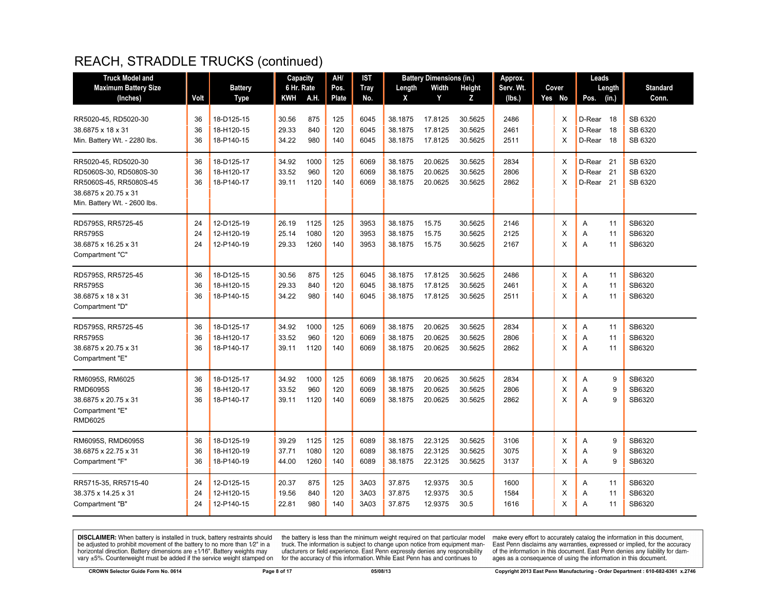# REACH, STRADDLE TRUCKS (continued)

| Truck Model and Maximum Battery Size (Inches) | Volt | Battery Type | Capacity 6 Hr. Rate KWH | A.H. | AH/ Pos. Plate | IST Tray No. | Battery Dimensions (in.) Length X | Width Y | Height Z | Approx. Serv. Wt. (lbs.) | Cover Yes | No | Leads Pos. | Length (in.) | Standard Conn. |
|---|---|---|---|---|---|---|---|---|---|---|---|---|---|---|---|
| RR5020-45, RD5020-30 | 36 | 18-D125-15 | 30.56 | 875 | 125 | 6045 | 38.1875 | 17.8125 | 30.5625 | 2486 | | X | D-Rear | 18 | SB 6320 |
| 38.6875 x 18 x 31 | 36 | 18-H120-15 | 29.33 | 840 | 120 | 6045 | 38.1875 | 17.8125 | 30.5625 | 2461 | | X | D-Rear | 18 | SB 6320 |
| Min. Battery Wt. - 2280 lbs. | 36 | 18-P140-15 | 34.22 | 980 | 140 | 6045 | 38.1875 | 17.8125 | 30.5625 | 2511 | | X | D-Rear | 18 | SB 6320 |
| RR5020-45, RD5020-30 | 36 | 18-D125-17 | 34.92 | 1000 | 125 | 6069 | 38.1875 | 20.0625 | 30.5625 | 2834 | | X | D-Rear | 21 | SB 6320 |
| RD5060S-30, RD5080S-30 | 36 | 18-H120-17 | 33.52 | 960 | 120 | 6069 | 38.1875 | 20.0625 | 30.5625 | 2806 | | X | D-Rear | 21 | SB 6320 |
| RR5060S-45, RR5080S-45 | 36 | 18-P140-17 | 39.11 | 1120 | 140 | 6069 | 38.1875 | 20.0625 | 30.5625 | 2862 | | X | D-Rear | 21 | SB 6320 |
| 38.6875 x 20.75 x 31 | | | | | | | | | | | | | | | |
| Min. Battery Wt. - 2600 lbs. | | | | | | | | | | | | | | | |
| RD5795S, RR5725-45 | 24 | 12-D125-19 | 26.19 | 1125 | 125 | 3953 | 38.1875 | 15.75 | 30.5625 | 2146 | | X | A | 11 | SB6320 |
| RR5795S | 24 | 12-H120-19 | 25.14 | 1080 | 120 | 3953 | 38.1875 | 15.75 | 30.5625 | 2125 | | X | A | 11 | SB6320 |
| 38.6875 x 16.25 x 31 | 24 | 12-P140-19 | 29.33 | 1260 | 140 | 3953 | 38.1875 | 15.75 | 30.5625 | 2167 | | X | A | 11 | SB6320 |
| Compartment "C" | | | | | | | | | | | | | | | |
| RD5795S, RR5725-45 | 36 | 18-D125-15 | 30.56 | 875 | 125 | 6045 | 38.1875 | 17.8125 | 30.5625 | 2486 | | X | A | 11 | SB6320 |
| RR5795S | 36 | 18-H120-15 | 29.33 | 840 | 120 | 6045 | 38.1875 | 17.8125 | 30.5625 | 2461 | | X | A | 11 | SB6320 |
| 38.6875 x 18 x 31 | 36 | 18-P140-15 | 34.22 | 980 | 140 | 6045 | 38.1875 | 17.8125 | 30.5625 | 2511 | | X | A | 11 | SB6320 |
| Compartment "D" | | | | | | | | | | | | | | | |
| RD5795S, RR5725-45 | 36 | 18-D125-17 | 34.92 | 1000 | 125 | 6069 | 38.1875 | 20.0625 | 30.5625 | 2834 | | X | A | 11 | SB6320 |
| RR5795S | 36 | 18-H120-17 | 33.52 | 960 | 120 | 6069 | 38.1875 | 20.0625 | 30.5625 | 2806 | | X | A | 11 | SB6320 |
| 38.6875 x 20.75 x 31 | 36 | 18-P140-17 | 39.11 | 1120 | 140 | 6069 | 38.1875 | 20.0625 | 30.5625 | 2862 | | X | A | 11 | SB6320 |
| Compartment "E" | | | | | | | | | | | | | | | |
| RM6095S, RM6025 | 36 | 18-D125-17 | 34.92 | 1000 | 125 | 6069 | 38.1875 | 20.0625 | 30.5625 | 2834 | | X | A | 9 | SB6320 |
| RMD6095S | 36 | 18-H120-17 | 33.52 | 960 | 120 | 6069 | 38.1875 | 20.0625 | 30.5625 | 2806 | | X | A | 9 | SB6320 |
| 38.6875 x 20.75 x 31 | 36 | 18-P140-17 | 39.11 | 1120 | 140 | 6069 | 38.1875 | 20.0625 | 30.5625 | 2862 | | X | A | 9 | SB6320 |
| Compartment "E" | | | | | | | | | | | | | | | |
| RMD6025 | | | | | | | | | | | | | | | |
| RM6095S, RMD6095S | 36 | 18-D125-19 | 39.29 | 1125 | 125 | 6089 | 38.1875 | 22.3125 | 30.5625 | 3106 | | X | A | 9 | SB6320 |
| 38.6875 x 22.75 x 31 | 36 | 18-H120-19 | 37.71 | 1080 | 120 | 6089 | 38.1875 | 22.3125 | 30.5625 | 3075 | | X | A | 9 | SB6320 |
| Compartment "F" | 36 | 18-P140-19 | 44.00 | 1260 | 140 | 6089 | 38.1875 | 22.3125 | 30.5625 | 3137 | | X | A | 9 | SB6320 |
| RR5715-35, RR5715-40 | 24 | 12-D125-15 | 20.37 | 875 | 125 | 3A03 | 37.875 | 12.9375 | 30.5 | 1600 | | X | A | 11 | SB6320 |
| 38.375 x 14.25 x 31 | 24 | 12-H120-15 | 19.56 | 840 | 120 | 3A03 | 37.875 | 12.9375 | 30.5 | 1584 | | X | A | 11 | SB6320 |
| Compartment "B" | 24 | 12-P140-15 | 22.81 | 980 | 140 | 3A03 | 37.875 | 12.9375 | 30.5 | 1616 | | X | A | 11 | SB6320 |

**DISCLAIMER:** When battery is installed in truck, battery restraints should be adjusted to prohibit movement of the battery to no more than 1/2" in a horizontal direction. Battery dimensions are ±1/16". Battery weights may vary ±5%. Counterweight must be added if the service weight stamped on the battery is less than the minimum weight required on that particular model truck. The information is subject to change upon notice from equipment manufacturers or field experience. East Penn expressly denies any responsibility for the accuracy of this information. While East Penn has and continues to make every effort to accurately catalog the information in this document, East Penn disclaims any warranties, expressed or implied, for the accuracy of the information in this document. East Penn denies any liability for damages as a consequence of using the information in this document.

CROWN Selector Guide Form No. 0614 | 05/08/13 | Copyright 2013 East Penn Manufacturing - Order Department : 610-682-6361 x.2746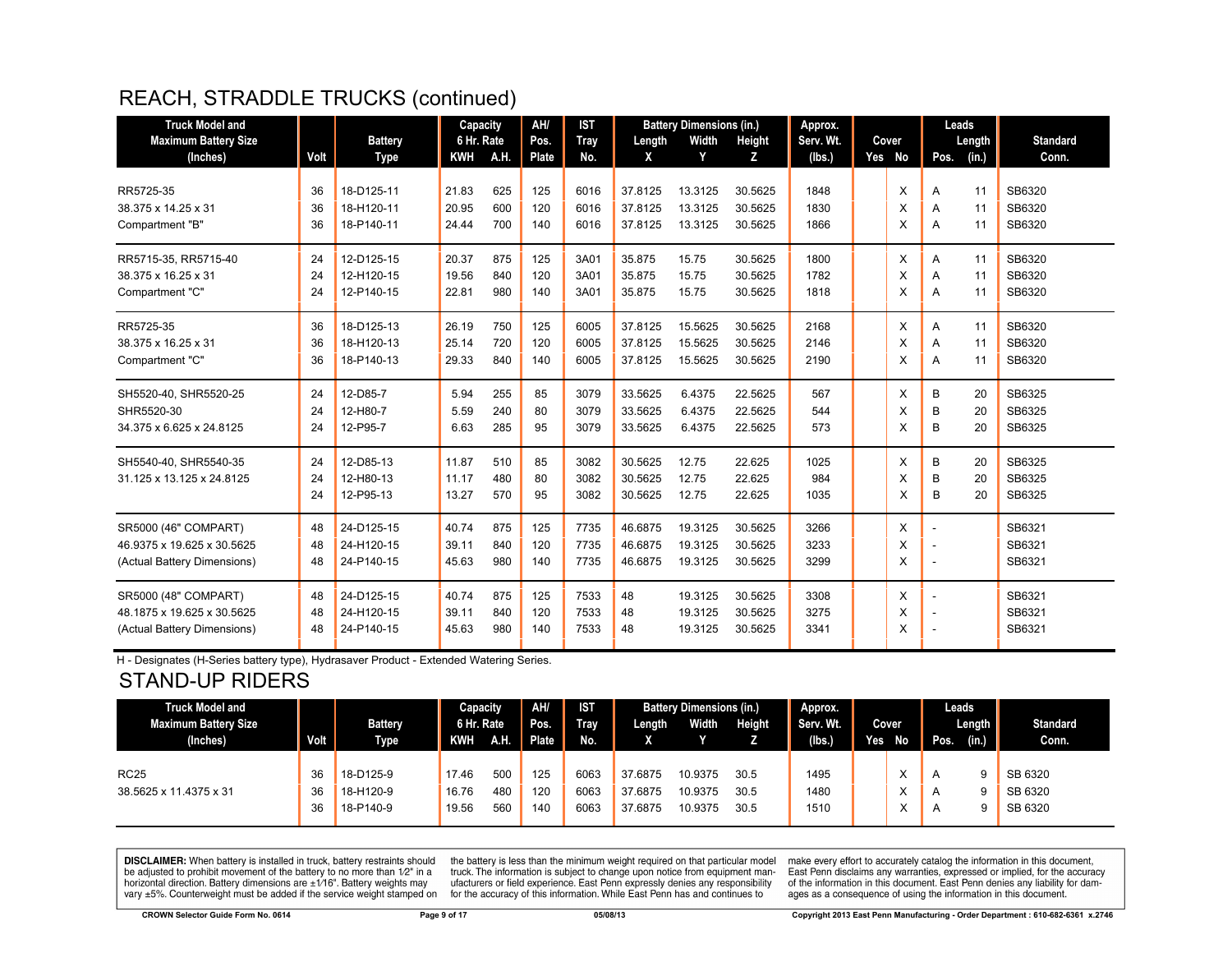## REACH, STRADDLE TRUCKS (continued)

| Truck Model and Maximum Battery Size (Inches) | Volt | Battery Type | Capacity 6 Hr. Rate KWH | A.H. | AH/ Pos. Plate | IST Tray No. | Battery Dimensions (in.) Length X | Width Y | Height Z | Approx. Serv. Wt. (lbs.) | Cover Yes | No | Leads Pos. | Length (in.) | Standard Conn. |
|---|---|---|---|---|---|---|---|---|---|---|---|---|---|---|---|
| RR5725-35 | 36 | 18-D125-11 | 21.83 | 625 | 125 | 6016 | 37.8125 | 13.3125 | 30.5625 | 1848 | | X | A | 11 | SB6320 |
| 38.375 x 14.25 x 31 | 36 | 18-H120-11 | 20.95 | 600 | 120 | 6016 | 37.8125 | 13.3125 | 30.5625 | 1830 | | X | A | 11 | SB6320 |
| Compartment "B" | 36 | 18-P140-11 | 24.44 | 700 | 140 | 6016 | 37.8125 | 13.3125 | 30.5625 | 1866 | | X | A | 11 | SB6320 |
| RR5715-35, RR5715-40 | 24 | 12-D125-15 | 20.37 | 875 | 125 | 3A01 | 35.875 | 15.75 | 30.5625 | 1800 | | X | A | 11 | SB6320 |
| 38.375 x 16.25 x 31 | 24 | 12-H120-15 | 19.56 | 840 | 120 | 3A01 | 35.875 | 15.75 | 30.5625 | 1782 | | X | A | 11 | SB6320 |
| Compartment "C" | 24 | 12-P140-15 | 22.81 | 980 | 140 | 3A01 | 35.875 | 15.75 | 30.5625 | 1818 | | X | A | 11 | SB6320 |
| RR5725-35 | 36 | 18-D125-13 | 26.19 | 750 | 125 | 6005 | 37.8125 | 15.5625 | 30.5625 | 2168 | | X | A | 11 | SB6320 |
| 38.375 x 16.25 x 31 | 36 | 18-H120-13 | 25.14 | 720 | 120 | 6005 | 37.8125 | 15.5625 | 30.5625 | 2146 | | X | A | 11 | SB6320 |
| Compartment "C" | 36 | 18-P140-13 | 29.33 | 840 | 140 | 6005 | 37.8125 | 15.5625 | 30.5625 | 2190 | | X | A | 11 | SB6320 |
| SH5520-40, SHR5520-25 | 24 | 12-D85-7 | 5.94 | 255 | 85 | 3079 | 33.5625 | 6.4375 | 22.5625 | 567 | | X | B | 20 | SB6325 |
| SHR5520-30 | 24 | 12-H80-7 | 5.59 | 240 | 80 | 3079 | 33.5625 | 6.4375 | 22.5625 | 544 | | X | B | 20 | SB6325 |
| 34.375 x 6.625 x 24.8125 | 24 | 12-P95-7 | 6.63 | 285 | 95 | 3079 | 33.5625 | 6.4375 | 22.5625 | 573 | | X | B | 20 | SB6325 |
| SH5540-40, SHR5540-35 | 24 | 12-D85-13 | 11.87 | 510 | 85 | 3082 | 30.5625 | 12.75 | 22.625 | 1025 | | X | B | 20 | SB6325 |
| 31.125 x 13.125 x 24.8125 | 24 | 12-H80-13 | 11.17 | 480 | 80 | 3082 | 30.5625 | 12.75 | 22.625 | 984 | | X | B | 20 | SB6325 |
| | 24 | 12-P95-13 | 13.27 | 570 | 95 | 3082 | 30.5625 | 12.75 | 22.625 | 1035 | | X | B | 20 | SB6325 |
| SR5000 (46" COMPART) | 48 | 24-D125-15 | 40.74 | 875 | 125 | 7735 | 46.6875 | 19.3125 | 30.5625 | 3266 | | X | - | | SB6321 |
| 46.9375 x 19.625 x 30.5625 | 48 | 24-H120-15 | 39.11 | 840 | 120 | 7735 | 46.6875 | 19.3125 | 30.5625 | 3233 | | X | - | | SB6321 |
| (Actual Battery Dimensions) | 48 | 24-P140-15 | 45.63 | 980 | 140 | 7735 | 46.6875 | 19.3125 | 30.5625 | 3299 | | X | - | | SB6321 |
| SR5000 (48" COMPART) | 48 | 24-D125-15 | 40.74 | 875 | 125 | 7533 | 48 | 19.3125 | 30.5625 | 3308 | | X | - | | SB6321 |
| 48.1875 x 19.625 x 30.5625 | 48 | 24-H120-15 | 39.11 | 840 | 120 | 7533 | 48 | 19.3125 | 30.5625 | 3275 | | X | - | | SB6321 |
| (Actual Battery Dimensions) | 48 | 24-P140-15 | 45.63 | 980 | 140 | 7533 | 48 | 19.3125 | 30.5625 | 3341 | | X | - | | SB6321 |

H - Designates (H-Series battery type), Hydrasaver Product - Extended Watering Series.

## STAND-UP RIDERS

| Truck Model and Maximum Battery Size (Inches) | Volt | Battery Type | Capacity 6 Hr. Rate KWH | A.H. | AH/ Pos. Plate | IST Tray No. | Battery Dimensions (in.) Length X | Width Y | Height Z | Approx. Serv. Wt. (lbs.) | Cover Yes | No | Leads Pos. | Length (in.) | Standard Conn. |
|---|---|---|---|---|---|---|---|---|---|---|---|---|---|---|---|
| RC25 | 36 | 18-D125-9 | 17.46 | 500 | 125 | 6063 | 37.6875 | 10.9375 | 30.5 | 1495 | | X | A | 9 | SB 6320 |
| 38.5625 x 11.4375 x 31 | 36 | 18-H120-9 | 16.76 | 480 | 120 | 6063 | 37.6875 | 10.9375 | 30.5 | 1480 | | X | A | 9 | SB 6320 |
| | 36 | 18-P140-9 | 19.56 | 560 | 140 | 6063 | 37.6875 | 10.9375 | 30.5 | 1510 | | X | A | 9 | SB 6320 |

**DISCLAIMER:** When battery is installed in truck, battery restraints should be adjusted to prohibit movement of the battery to no more than 1⁄2" in a horizontal direction. Battery dimensions are ±1⁄16". Battery weights may vary ±5%. Counterweight must be added if the service weight stamped on the battery is less than the minimum weight required on that particular model truck. The information is subject to change upon notice from equipment manufacturers or field experience. East Penn expressly denies any responsibility for the accuracy of this information. While East Penn has and continues to make every effort to accurately catalog the information in this document, East Penn disclaims any warranties, expressed or implied, for the accuracy of the information in this document. East Penn denies any liability for damages as a consequence of using the information in this document.

CROWN Selector Guide Form No. 0614 | 05/08/13 | Copyright 2013 East Penn Manufacturing - Order Department : 610-682-6361 x.2746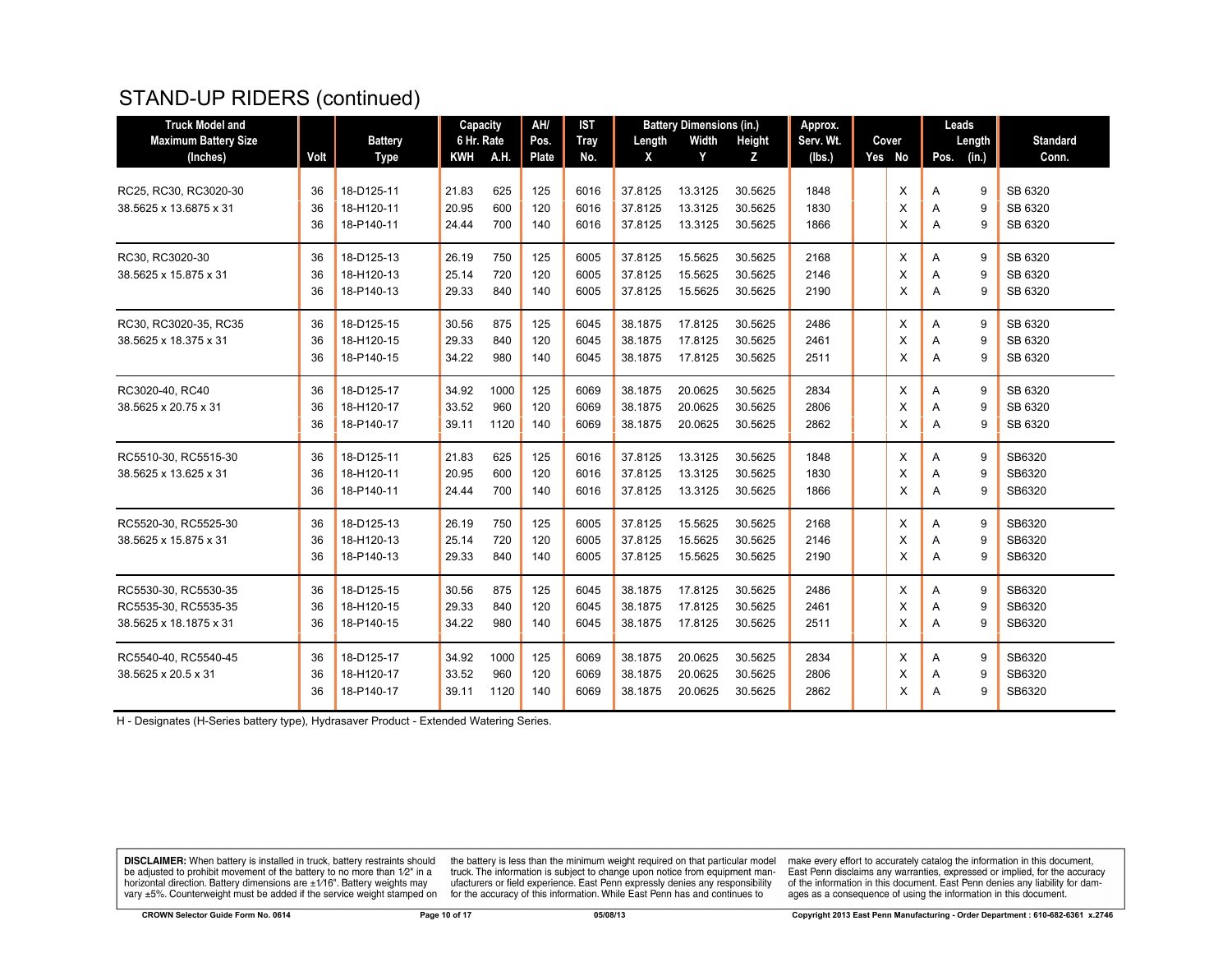# STAND-UP RIDERS (continued)

| Truck Model and Maximum Battery Size (Inches) | Volt | Battery Type | Capacity 6 Hr. Rate KWH | A.H. | AH/ Pos. Plate | IST Tray No. | Battery Dimensions (in.) Length X | Width Y | Height Z | Approx. Serv. Wt. (lbs.) | Cover Yes | No | Leads Pos. | Length (in.) | Standard Conn. |
|---|---|---|---|---|---|---|---|---|---|---|---|---|---|---|---|
| RC25, RC30, RC3020-30 | 36 | 18-D125-11 | 21.83 | 625 | 125 | 6016 | 37.8125 | 13.3125 | 30.5625 | 1848 | | X | A | 9 | SB 6320 |
| 38.5625 x 13.6875 x 31 | 36 | 18-H120-11 | 20.95 | 600 | 120 | 6016 | 37.8125 | 13.3125 | 30.5625 | 1830 | | X | A | 9 | SB 6320 |
| | 36 | 18-P140-11 | 24.44 | 700 | 140 | 6016 | 37.8125 | 13.3125 | 30.5625 | 1866 | | X | A | 9 | SB 6320 |
| RC30, RC3020-30 | 36 | 18-D125-13 | 26.19 | 750 | 125 | 6005 | 37.8125 | 15.5625 | 30.5625 | 2168 | | X | A | 9 | SB 6320 |
| 38.5625 x 15.875 x 31 | 36 | 18-H120-13 | 25.14 | 720 | 120 | 6005 | 37.8125 | 15.5625 | 30.5625 | 2146 | | X | A | 9 | SB 6320 |
| | 36 | 18-P140-13 | 29.33 | 840 | 140 | 6005 | 37.8125 | 15.5625 | 30.5625 | 2190 | | X | A | 9 | SB 6320 |
| RC30, RC3020-35, RC35 | 36 | 18-D125-15 | 30.56 | 875 | 125 | 6045 | 38.1875 | 17.8125 | 30.5625 | 2486 | | X | A | 9 | SB 6320 |
| 38.5625 x 18.375 x 31 | 36 | 18-H120-15 | 29.33 | 840 | 120 | 6045 | 38.1875 | 17.8125 | 30.5625 | 2461 | | X | A | 9 | SB 6320 |
| | 36 | 18-P140-15 | 34.22 | 980 | 140 | 6045 | 38.1875 | 17.8125 | 30.5625 | 2511 | | X | A | 9 | SB 6320 |
| RC3020-40, RC40 | 36 | 18-D125-17 | 34.92 | 1000 | 125 | 6069 | 38.1875 | 20.0625 | 30.5625 | 2834 | | X | A | 9 | SB 6320 |
| 38.5625 x 20.75 x 31 | 36 | 18-H120-17 | 33.52 | 960 | 120 | 6069 | 38.1875 | 20.0625 | 30.5625 | 2806 | | X | A | 9 | SB 6320 |
| | 36 | 18-P140-17 | 39.11 | 1120 | 140 | 6069 | 38.1875 | 20.0625 | 30.5625 | 2862 | | X | A | 9 | SB 6320 |
| RC5510-30, RC5515-30 | 36 | 18-D125-11 | 21.83 | 625 | 125 | 6016 | 37.8125 | 13.3125 | 30.5625 | 1848 | | X | A | 9 | SB6320 |
| 38.5625 x 13.625 x 31 | 36 | 18-H120-11 | 20.95 | 600 | 120 | 6016 | 37.8125 | 13.3125 | 30.5625 | 1830 | | X | A | 9 | SB6320 |
| | 36 | 18-P140-11 | 24.44 | 700 | 140 | 6016 | 37.8125 | 13.3125 | 30.5625 | 1866 | | X | A | 9 | SB6320 |
| RC5520-30, RC5525-30 | 36 | 18-D125-13 | 26.19 | 750 | 125 | 6005 | 37.8125 | 15.5625 | 30.5625 | 2168 | | X | A | 9 | SB6320 |
| 38.5625 x 15.875 x 31 | 36 | 18-H120-13 | 25.14 | 720 | 120 | 6005 | 37.8125 | 15.5625 | 30.5625 | 2146 | | X | A | 9 | SB6320 |
| | 36 | 18-P140-13 | 29.33 | 840 | 140 | 6005 | 37.8125 | 15.5625 | 30.5625 | 2190 | | X | A | 9 | SB6320 |
| RC5530-30, RC5530-35 | 36 | 18-D125-15 | 30.56 | 875 | 125 | 6045 | 38.1875 | 17.8125 | 30.5625 | 2486 | | X | A | 9 | SB6320 |
| RC5535-30, RC5535-35 | 36 | 18-H120-15 | 29.33 | 840 | 120 | 6045 | 38.1875 | 17.8125 | 30.5625 | 2461 | | X | A | 9 | SB6320 |
| 38.5625 x 18.1875 x 31 | 36 | 18-P140-15 | 34.22 | 980 | 140 | 6045 | 38.1875 | 17.8125 | 30.5625 | 2511 | | X | A | 9 | SB6320 |
| RC5540-40, RC5540-45 | 36 | 18-D125-17 | 34.92 | 1000 | 125 | 6069 | 38.1875 | 20.0625 | 30.5625 | 2834 | | X | A | 9 | SB6320 |
| 38.5625 x 20.5 x 31 | 36 | 18-H120-17 | 33.52 | 960 | 120 | 6069 | 38.1875 | 20.0625 | 30.5625 | 2806 | | X | A | 9 | SB6320 |
| | 36 | 18-P140-17 | 39.11 | 1120 | 140 | 6069 | 38.1875 | 20.0625 | 30.5625 | 2862 | | X | A | 9 | SB6320 |

H - Designates (H-Series battery type), Hydrasaver Product - Extended Watering Series.

**DISCLAIMER:** When battery is installed in truck, battery restraints should be adjusted to prohibit movement of the battery to no more than 1⁄2" in a horizontal direction. Battery dimensions are ±1⁄16". Battery weights may vary ±5%. Counterweight must be added if the service weight stamped on the battery is less than the minimum weight required on that particular model truck. The information is subject to change upon notice from equipment manufacturers or field experience. East Penn expressly denies any responsibility for the accuracy of this information. While East Penn has and continues to make every effort to accurately catalog the information in this document, East Penn disclaims any warranties, expressed or implied, for the accuracy of the information in this document. East Penn denies any liability for damages as a consequence of using the information in this document.

CROWN Selector Guide Form No. 0614 05/08/13 Copyright 2013 East Penn Manufacturing - Order Department : 610-682-6361 x.2746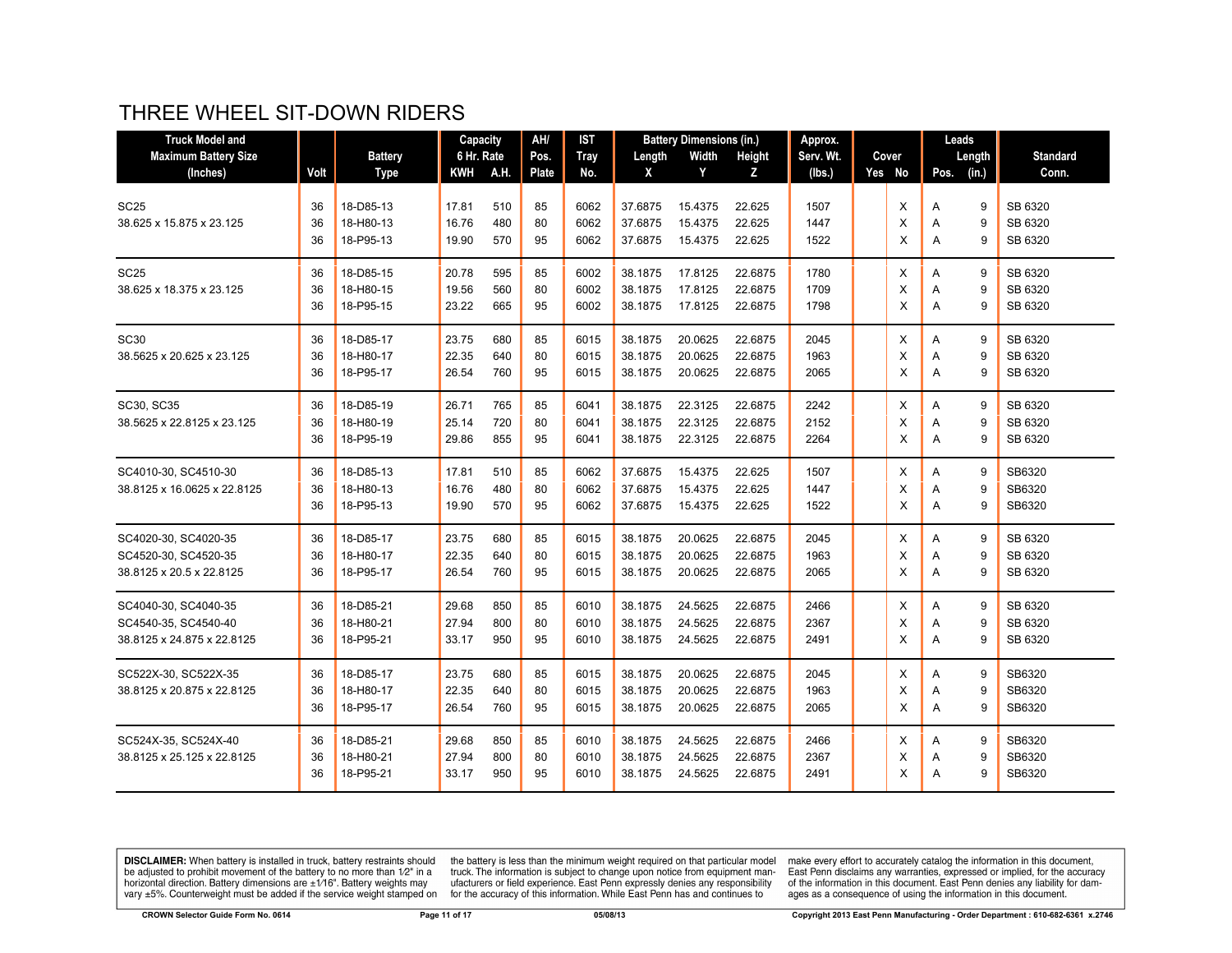# THREE WHEEL SIT-DOWN RIDERS

| Truck Model and Maximum Battery Size (Inches) | Volt | Battery Type | Capacity 6 Hr. Rate | | AH/ Pos. Plate | IST Tray No. | Battery Dimensions (in.) | | | Approx. Serv. Wt. (lbs.) | Cover | | Leads | | Standard Conn. |
|---|---|---|---|---|---|---|---|---|---|---|---|---|---|---|---|
| | | | KWH | A.H. | | | Length X | Width Y | Height Z | | Yes | No | Pos. | Length (in.) | |
| SC25 | 36 | 18-D85-13 | 17.81 | 510 | 85 | 6062 | 37.6875 | 15.4375 | 22.625 | 1507 | | X | A | 9 | SB 6320 |
| 38.625 x 15.875 x 23.125 | 36 | 18-H80-13 | 16.76 | 480 | 80 | 6062 | 37.6875 | 15.4375 | 22.625 | 1447 | | X | A | 9 | SB 6320 |
| | 36 | 18-P95-13 | 19.90 | 570 | 95 | 6062 | 37.6875 | 15.4375 | 22.625 | 1522 | | X | A | 9 | SB 6320 |
| SC25 | 36 | 18-D85-15 | 20.78 | 595 | 85 | 6002 | 38.1875 | 17.8125 | 22.6875 | 1780 | | X | A | 9 | SB 6320 |
| 38.625 x 18.375 x 23.125 | 36 | 18-H80-15 | 19.56 | 560 | 80 | 6002 | 38.1875 | 17.8125 | 22.6875 | 1709 | | X | A | 9 | SB 6320 |
| | 36 | 18-P95-15 | 23.22 | 665 | 95 | 6002 | 38.1875 | 17.8125 | 22.6875 | 1798 | | X | A | 9 | SB 6320 |
| SC30 | 36 | 18-D85-17 | 23.75 | 680 | 85 | 6015 | 38.1875 | 20.0625 | 22.6875 | 2045 | | X | A | 9 | SB 6320 |
| 38.5625 x 20.625 x 23.125 | 36 | 18-H80-17 | 22.35 | 640 | 80 | 6015 | 38.1875 | 20.0625 | 22.6875 | 1963 | | X | A | 9 | SB 6320 |
| | 36 | 18-P95-17 | 26.54 | 760 | 95 | 6015 | 38.1875 | 20.0625 | 22.6875 | 2065 | | X | A | 9 | SB 6320 |
| SC30, SC35 | 36 | 18-D85-19 | 26.71 | 765 | 85 | 6041 | 38.1875 | 22.3125 | 22.6875 | 2242 | | X | A | 9 | SB 6320 |
| 38.5625 x 22.8125 x 23.125 | 36 | 18-H80-19 | 25.14 | 720 | 80 | 6041 | 38.1875 | 22.3125 | 22.6875 | 2152 | | X | A | 9 | SB 6320 |
| | 36 | 18-P95-19 | 29.86 | 855 | 95 | 6041 | 38.1875 | 22.3125 | 22.6875 | 2264 | | X | A | 9 | SB 6320 |
| SC4010-30, SC4510-30 | 36 | 18-D85-13 | 17.81 | 510 | 85 | 6062 | 37.6875 | 15.4375 | 22.625 | 1507 | | X | A | 9 | SB6320 |
| 38.8125 x 16.0625 x 22.8125 | 36 | 18-H80-13 | 16.76 | 480 | 80 | 6062 | 37.6875 | 15.4375 | 22.625 | 1447 | | X | A | 9 | SB6320 |
| | 36 | 18-P95-13 | 19.90 | 570 | 95 | 6062 | 37.6875 | 15.4375 | 22.625 | 1522 | | X | A | 9 | SB6320 |
| SC4020-30, SC4020-35 | 36 | 18-D85-17 | 23.75 | 680 | 85 | 6015 | 38.1875 | 20.0625 | 22.6875 | 2045 | | X | A | 9 | SB 6320 |
| SC4520-30, SC4520-35 | 36 | 18-H80-17 | 22.35 | 640 | 80 | 6015 | 38.1875 | 20.0625 | 22.6875 | 1963 | | X | A | 9 | SB 6320 |
| 38.8125 x 20.5 x 22.8125 | 36 | 18-P95-17 | 26.54 | 760 | 95 | 6015 | 38.1875 | 20.0625 | 22.6875 | 2065 | | X | A | 9 | SB 6320 |
| SC4040-30, SC4040-35 | 36 | 18-D85-21 | 29.68 | 850 | 85 | 6010 | 38.1875 | 24.5625 | 22.6875 | 2466 | | X | A | 9 | SB 6320 |
| SC4540-35, SC4540-40 | 36 | 18-H80-21 | 27.94 | 800 | 80 | 6010 | 38.1875 | 24.5625 | 22.6875 | 2367 | | X | A | 9 | SB 6320 |
| 38.8125 x 24.875 x 22.8125 | 36 | 18-P95-21 | 33.17 | 950 | 95 | 6010 | 38.1875 | 24.5625 | 22.6875 | 2491 | | X | A | 9 | SB 6320 |
| SC522X-30, SC522X-35 | 36 | 18-D85-17 | 23.75 | 680 | 85 | 6015 | 38.1875 | 20.0625 | 22.6875 | 2045 | | X | A | 9 | SB6320 |
| 38.8125 x 20.875 x 22.8125 | 36 | 18-H80-17 | 22.35 | 640 | 80 | 6015 | 38.1875 | 20.0625 | 22.6875 | 1963 | | X | A | 9 | SB6320 |
| | 36 | 18-P95-17 | 26.54 | 760 | 95 | 6015 | 38.1875 | 20.0625 | 22.6875 | 2065 | | X | A | 9 | SB6320 |
| SC524X-35, SC524X-40 | 36 | 18-D85-21 | 29.68 | 850 | 85 | 6010 | 38.1875 | 24.5625 | 22.6875 | 2466 | | X | A | 9 | SB6320 |
| 38.8125 x 25.125 x 22.8125 | 36 | 18-H80-21 | 27.94 | 800 | 80 | 6010 | 38.1875 | 24.5625 | 22.6875 | 2367 | | X | A | 9 | SB6320 |
| | 36 | 18-P95-21 | 33.17 | 950 | 95 | 6010 | 38.1875 | 24.5625 | 22.6875 | 2491 | | X | A | 9 | SB6320 |

**DISCLAIMER:** When battery is installed in truck, battery restraints should be adjusted to prohibit movement of the battery to no more than 1⁄2" in a horizontal direction. Battery dimensions are ±1⁄16". Battery weights may vary ±5%. Counterweight must be added if the service weight stamped on the battery is less than the minimum weight required on that particular model truck. The information is subject to change upon notice from equipment manufacturers or field experience. East Penn expressly denies any responsibility for the accuracy of this information. While East Penn has and continues to make every effort to accurately catalog the information in this document, East Penn disclaims any warranties, expressed or implied, for the accuracy of the information in this document. East Penn denies any liability for damages as a consequence of using the information in this document.

CROWN Selector Guide Form No. 0614 — 05/08/13 — Copyright 2013 East Penn Manufacturing - Order Department : 610-682-6361 x.2746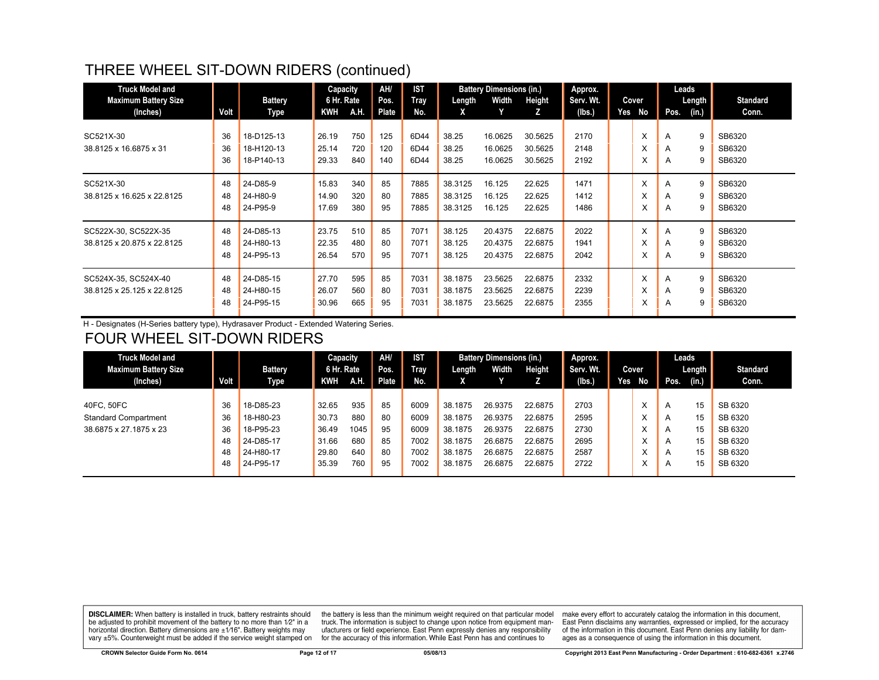## THREE WHEEL SIT-DOWN RIDERS (continued)

| Truck Model and Maximum Battery Size (Inches) | Volt | Battery Type | Capacity 6 Hr. Rate KWH | A.H. | AH/ Pos. Plate | IST Tray No. | Battery Dimensions (in.) Length X | Width Y | Height Z | Approx. Serv. Wt. (lbs.) | Cover Yes | No | Leads Pos. | Length (in.) | Standard Conn. |
|---|---|---|---|---|---|---|---|---|---|---|---|---|---|---|---|
| SC521X-30 | 36 | 18-D125-13 | 26.19 | 750 | 125 | 6D44 | 38.25 | 16.0625 | 30.5625 | 2170 | | X | A | 9 | SB6320 |
| 38.8125 x 16.6875 x 31 | 36 | 18-H120-13 | 25.14 | 720 | 120 | 6D44 | 38.25 | 16.0625 | 30.5625 | 2148 | | X | A | 9 | SB6320 |
| | 36 | 18-P140-13 | 29.33 | 840 | 140 | 6D44 | 38.25 | 16.0625 | 30.5625 | 2192 | | X | A | 9 | SB6320 |
| SC521X-30 | 48 | 24-D85-9 | 15.83 | 340 | 85 | 7885 | 38.3125 | 16.125 | 22.625 | 1471 | | X | A | 9 | SB6320 |
| 38.8125 x 16.625 x 22.8125 | 48 | 24-H80-9 | 14.90 | 320 | 80 | 7885 | 38.3125 | 16.125 | 22.625 | 1412 | | X | A | 9 | SB6320 |
| | 48 | 24-P95-9 | 17.69 | 380 | 95 | 7885 | 38.3125 | 16.125 | 22.625 | 1486 | | X | A | 9 | SB6320 |
| SC522X-30, SC522X-35 | 48 | 24-D85-13 | 23.75 | 510 | 85 | 7071 | 38.125 | 20.4375 | 22.6875 | 2022 | | X | A | 9 | SB6320 |
| 38.8125 x 20.875 x 22.8125 | 48 | 24-H80-13 | 22.35 | 480 | 80 | 7071 | 38.125 | 20.4375 | 22.6875 | 1941 | | X | A | 9 | SB6320 |
| | 48 | 24-P95-13 | 26.54 | 570 | 95 | 7071 | 38.125 | 20.4375 | 22.6875 | 2042 | | X | A | 9 | SB6320 |
| SC524X-35, SC524X-40 | 48 | 24-D85-15 | 27.70 | 595 | 85 | 7031 | 38.1875 | 23.5625 | 22.6875 | 2332 | | X | A | 9 | SB6320 |
| 38.8125 x 25.125 x 22.8125 | 48 | 24-H80-15 | 26.07 | 560 | 80 | 7031 | 38.1875 | 23.5625 | 22.6875 | 2239 | | X | A | 9 | SB6320 |
| | 48 | 24-P95-15 | 30.96 | 665 | 95 | 7031 | 38.1875 | 23.5625 | 22.6875 | 2355 | | X | A | 9 | SB6320 |

H - Designates (H-Series battery type), Hydrasaver Product - Extended Watering Series.

## FOUR WHEEL SIT-DOWN RIDERS

| Truck Model and Maximum Battery Size (Inches) | Volt | Battery Type | Capacity 6 Hr. Rate KWH | A.H. | AH/ Pos. Plate | IST Tray No. | Battery Dimensions (in.) Length X | Width Y | Height Z | Approx. Serv. Wt. (lbs.) | Cover Yes | No | Leads Pos. | Length (in.) | Standard Conn. |
|---|---|---|---|---|---|---|---|---|---|---|---|---|---|---|---|
| 40FC, 50FC | 36 | 18-D85-23 | 32.65 | 935 | 85 | 6009 | 38.1875 | 26.9375 | 22.6875 | 2703 | | X | A | 15 | SB 6320 |
| Standard Compartment | 36 | 18-H80-23 | 30.73 | 880 | 80 | 6009 | 38.1875 | 26.9375 | 22.6875 | 2595 | | X | A | 15 | SB 6320 |
| 38.6875 x 27.1875 x 23 | 36 | 18-P95-23 | 36.49 | 1045 | 95 | 6009 | 38.1875 | 26.9375 | 22.6875 | 2730 | | X | A | 15 | SB 6320 |
| | 48 | 24-D85-17 | 31.66 | 680 | 85 | 7002 | 38.1875 | 26.6875 | 22.6875 | 2695 | | X | A | 15 | SB 6320 |
| | 48 | 24-H80-17 | 29.80 | 640 | 80 | 7002 | 38.1875 | 26.6875 | 22.6875 | 2587 | | X | A | 15 | SB 6320 |
| | 48 | 24-P95-17 | 35.39 | 760 | 95 | 7002 | 38.1875 | 26.6875 | 22.6875 | 2722 | | X | A | 15 | SB 6320 |

**DISCLAIMER:** When battery is installed in truck, battery restraints should be adjusted to prohibit movement of the battery to no more than 1⁄2" in a horizontal direction. Battery dimensions are ±1⁄16". Battery weights may vary ±5%. Counterweight must be added if the service weight stamped on the battery is less than the minimum weight required on that particular model truck. The information is subject to change upon notice from equipment manufacturers or field experience. East Penn expressly denies any responsibility for the accuracy of this information. While East Penn has and continues to make every effort to accurately catalog the information in this document, East Penn disclaims any warranties, expressed or implied, for the accuracy of the information in this document. East Penn denies any liability for damages as a consequence of using the information in this document.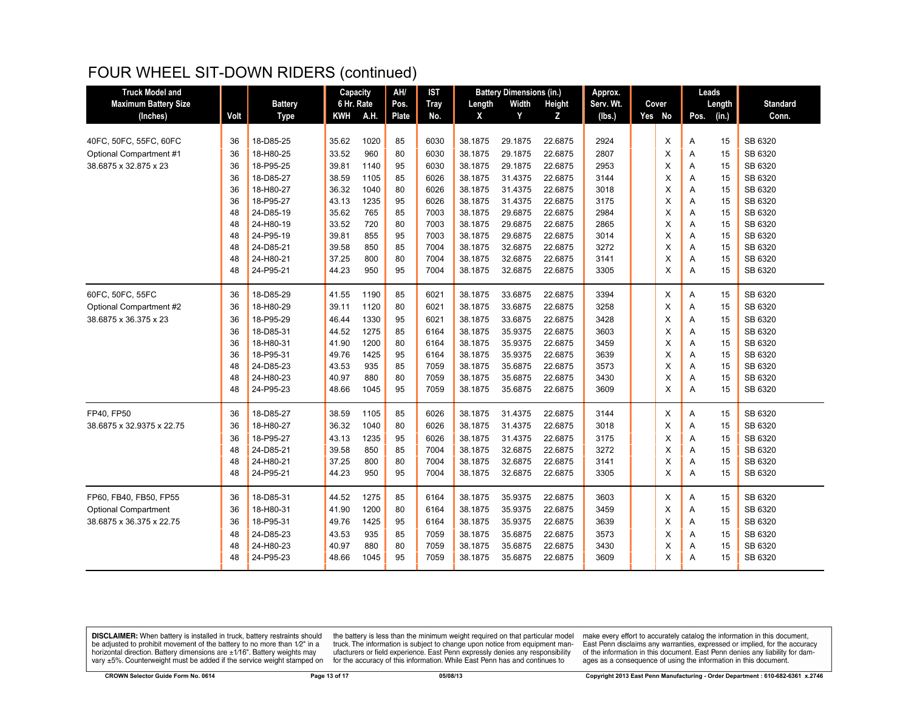# FOUR WHEEL SIT-DOWN RIDERS (continued)

| Truck Model and Maximum Battery Size (Inches) | Volt | Battery Type | Capacity 6 Hr. Rate KWH | Capacity 6 Hr. Rate A.H. | AH/ Pos. Plate | IST Tray No. | Battery Dimensions (in.) Length X | Width Y | Height Z | Approx. Serv. Wt. (lbs.) | Cover Yes | Cover No | Leads Pos. | Leads Length (in.) | Standard Conn. |
|---|---|---|---|---|---|---|---|---|---|---|---|---|---|---|---|
| 40FC, 50FC, 55FC, 60FC | 36 | 18-D85-25 | 35.62 | 1020 | 85 | 6030 | 38.1875 | 29.1875 | 22.6875 | 2924 | | X | A | 15 | SB 6320 |
| Optional Compartment #1 | 36 | 18-H80-25 | 33.52 | 960 | 80 | 6030 | 38.1875 | 29.1875 | 22.6875 | 2807 | | X | A | 15 | SB 6320 |
| 38.6875 x 32.875 x 23 | 36 | 18-P95-25 | 39.81 | 1140 | 95 | 6030 | 38.1875 | 29.1875 | 22.6875 | 2953 | | X | A | 15 | SB 6320 |
| | 36 | 18-D85-27 | 38.59 | 1105 | 85 | 6026 | 38.1875 | 31.4375 | 22.6875 | 3144 | | X | A | 15 | SB 6320 |
| | 36 | 18-H80-27 | 36.32 | 1040 | 80 | 6026 | 38.1875 | 31.4375 | 22.6875 | 3018 | | X | A | 15 | SB 6320 |
| | 36 | 18-P95-27 | 43.13 | 1235 | 95 | 6026 | 38.1875 | 31.4375 | 22.6875 | 3175 | | X | A | 15 | SB 6320 |
| | 48 | 24-D85-19 | 35.62 | 765 | 85 | 7003 | 38.1875 | 29.6875 | 22.6875 | 2984 | | X | A | 15 | SB 6320 |
| | 48 | 24-H80-19 | 33.52 | 720 | 80 | 7003 | 38.1875 | 29.6875 | 22.6875 | 2865 | | X | A | 15 | SB 6320 |
| | 48 | 24-P95-19 | 39.81 | 855 | 95 | 7003 | 38.1875 | 29.6875 | 22.6875 | 3014 | | X | A | 15 | SB 6320 |
| | 48 | 24-D85-21 | 39.58 | 850 | 85 | 7004 | 38.1875 | 32.6875 | 22.6875 | 3272 | | X | A | 15 | SB 6320 |
| | 48 | 24-H80-21 | 37.25 | 800 | 80 | 7004 | 38.1875 | 32.6875 | 22.6875 | 3141 | | X | A | 15 | SB 6320 |
| | 48 | 24-P95-21 | 44.23 | 950 | 95 | 7004 | 38.1875 | 32.6875 | 22.6875 | 3305 | | X | A | 15 | SB 6320 |
| 60FC, 50FC, 55FC | 36 | 18-D85-29 | 41.55 | 1190 | 85 | 6021 | 38.1875 | 33.6875 | 22.6875 | 3394 | | X | A | 15 | SB 6320 |
| Optional Compartment #2 | 36 | 18-H80-29 | 39.11 | 1120 | 80 | 6021 | 38.1875 | 33.6875 | 22.6875 | 3258 | | X | A | 15 | SB 6320 |
| 38.6875 x 36.375 x 23 | 36 | 18-P95-29 | 46.44 | 1330 | 95 | 6021 | 38.1875 | 33.6875 | 22.6875 | 3428 | | X | A | 15 | SB 6320 |
| | 36 | 18-D85-31 | 44.52 | 1275 | 85 | 6164 | 38.1875 | 35.9375 | 22.6875 | 3603 | | X | A | 15 | SB 6320 |
| | 36 | 18-H80-31 | 41.90 | 1200 | 80 | 6164 | 38.1875 | 35.9375 | 22.6875 | 3459 | | X | A | 15 | SB 6320 |
| | 36 | 18-P95-31 | 49.76 | 1425 | 95 | 6164 | 38.1875 | 35.9375 | 22.6875 | 3639 | | X | A | 15 | SB 6320 |
| | 48 | 24-D85-23 | 43.53 | 935 | 85 | 7059 | 38.1875 | 35.6875 | 22.6875 | 3573 | | X | A | 15 | SB 6320 |
| | 48 | 24-H80-23 | 40.97 | 880 | 80 | 7059 | 38.1875 | 35.6875 | 22.6875 | 3430 | | X | A | 15 | SB 6320 |
| | 48 | 24-P95-23 | 48.66 | 1045 | 95 | 7059 | 38.1875 | 35.6875 | 22.6875 | 3609 | | X | A | 15 | SB 6320 |
| FP40, FP50 | 36 | 18-D85-27 | 38.59 | 1105 | 85 | 6026 | 38.1875 | 31.4375 | 22.6875 | 3144 | | X | A | 15 | SB 6320 |
| 38.6875 x 32.9375 x 22.75 | 36 | 18-H80-27 | 36.32 | 1040 | 80 | 6026 | 38.1875 | 31.4375 | 22.6875 | 3018 | | X | A | 15 | SB 6320 |
| | 36 | 18-P95-27 | 43.13 | 1235 | 95 | 6026 | 38.1875 | 31.4375 | 22.6875 | 3175 | | X | A | 15 | SB 6320 |
| | 48 | 24-D85-21 | 39.58 | 850 | 85 | 7004 | 38.1875 | 32.6875 | 22.6875 | 3272 | | X | A | 15 | SB 6320 |
| | 48 | 24-H80-21 | 37.25 | 800 | 80 | 7004 | 38.1875 | 32.6875 | 22.6875 | 3141 | | X | A | 15 | SB 6320 |
| | 48 | 24-P95-21 | 44.23 | 950 | 95 | 7004 | 38.1875 | 32.6875 | 22.6875 | 3305 | | X | A | 15 | SB 6320 |
| FP60, FB40, FB50, FP55 | 36 | 18-D85-31 | 44.52 | 1275 | 85 | 6164 | 38.1875 | 35.9375 | 22.6875 | 3603 | | X | A | 15 | SB 6320 |
| Optional Compartment | 36 | 18-H80-31 | 41.90 | 1200 | 80 | 6164 | 38.1875 | 35.9375 | 22.6875 | 3459 | | X | A | 15 | SB 6320 |
| 38.6875 x 36.375 x 22.75 | 36 | 18-P95-31 | 49.76 | 1425 | 95 | 6164 | 38.1875 | 35.9375 | 22.6875 | 3639 | | X | A | 15 | SB 6320 |
| | 48 | 24-D85-23 | 43.53 | 935 | 85 | 7059 | 38.1875 | 35.6875 | 22.6875 | 3573 | | X | A | 15 | SB 6320 |
| | 48 | 24-H80-23 | 40.97 | 880 | 80 | 7059 | 38.1875 | 35.6875 | 22.6875 | 3430 | | X | A | 15 | SB 6320 |
| | 48 | 24-P95-23 | 48.66 | 1045 | 95 | 7059 | 38.1875 | 35.6875 | 22.6875 | 3609 | | X | A | 15 | SB 6320 |

**DISCLAIMER:** When battery is installed in truck, battery restraints should be adjusted to prohibit movement of the battery to no more than 1⁄2" in a horizontal direction. Battery dimensions are ±1⁄16". Battery weights may vary ±5%. Counterweight must be added if the service weight stamped on the battery is less than the minimum weight required on that particular model truck. The information is subject to change upon notice from equipment manufacturers or field experience. East Penn expressly denies any responsibility for the accuracy of this information. While East Penn has and continues to make every effort to accurately catalog the information in this document, East Penn disclaims any warranties, expressed or implied, for the accuracy of the information in this document. East Penn denies any liability for damages as a consequence of using the information in this document.

CROWN Selector Guide Form No. 0614 — 05/08/13 — Copyright 2013 East Penn Manufacturing - Order Department : 610-682-6361 x.2746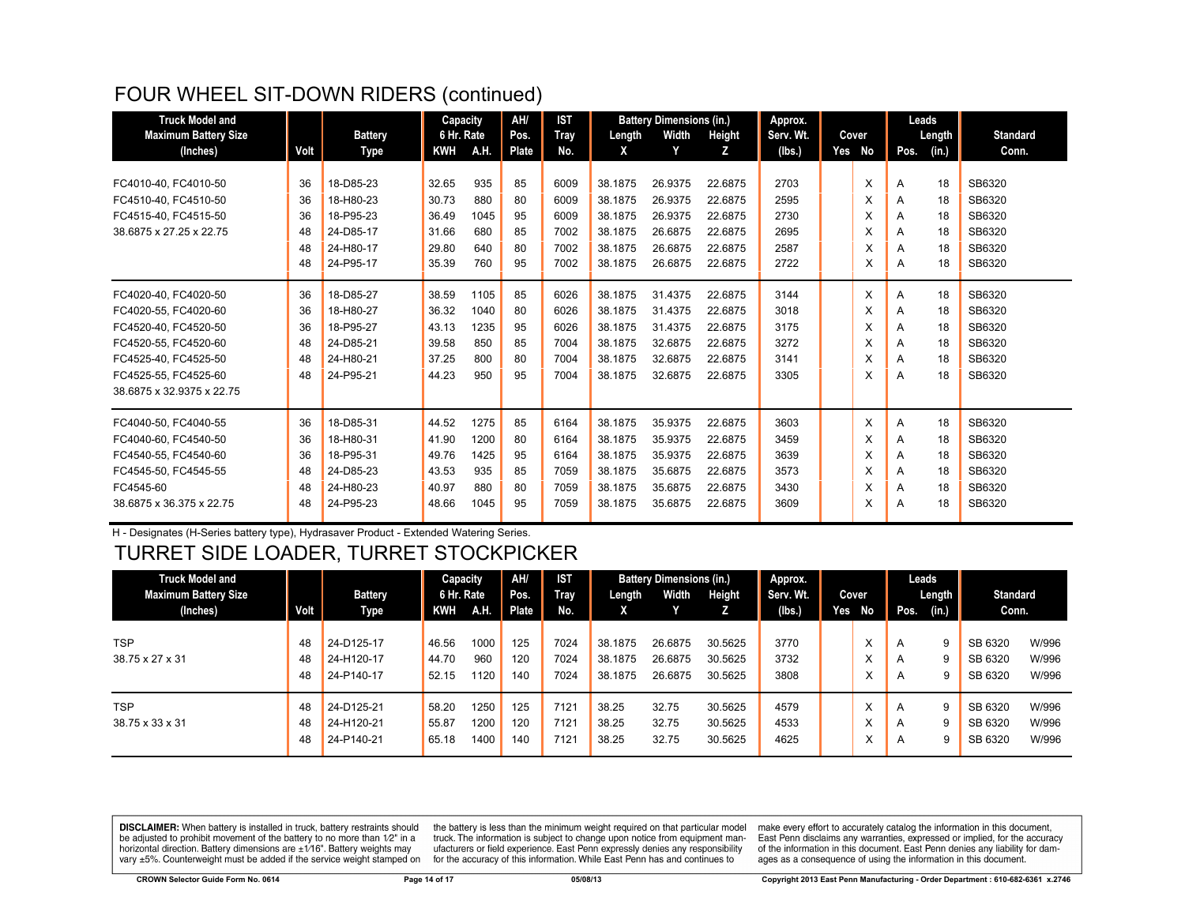## FOUR WHEEL SIT-DOWN RIDERS (continued)

| Truck Model and Maximum Battery Size (Inches) | Volt | Battery Type | Capacity 6 Hr. Rate KWH | A.H. | AH/ Pos. Plate | IST Tray No. | Battery Dimensions (in.) Length X | Width Y | Height Z | Approx. Serv. Wt. (lbs.) | Cover Yes | No | Leads Pos. | Length (in.) | Standard Conn. |
|---|---|---|---|---|---|---|---|---|---|---|---|---|---|---|---|
| FC4010-40, FC4010-50 | 36 | 18-D85-23 | 32.65 | 935 | 85 | 6009 | 38.1875 | 26.9375 | 22.6875 | 2703 | | X | A | 18 | SB6320 |
| FC4510-40, FC4510-50 | 36 | 18-H80-23 | 30.73 | 880 | 80 | 6009 | 38.1875 | 26.9375 | 22.6875 | 2595 | | X | A | 18 | SB6320 |
| FC4515-40, FC4515-50 | 36 | 18-P95-23 | 36.49 | 1045 | 95 | 6009 | 38.1875 | 26.9375 | 22.6875 | 2730 | | X | A | 18 | SB6320 |
| 38.6875 x 27.25 x 22.75 | 48 | 24-D85-17 | 31.66 | 680 | 85 | 7002 | 38.1875 | 26.6875 | 22.6875 | 2695 | | X | A | 18 | SB6320 |
| | 48 | 24-H80-17 | 29.80 | 640 | 80 | 7002 | 38.1875 | 26.6875 | 22.6875 | 2587 | | X | A | 18 | SB6320 |
| | 48 | 24-P95-17 | 35.39 | 760 | 95 | 7002 | 38.1875 | 26.6875 | 22.6875 | 2722 | | X | A | 18 | SB6320 |
| FC4020-40, FC4020-50 | 36 | 18-D85-27 | 38.59 | 1105 | 85 | 6026 | 38.1875 | 31.4375 | 22.6875 | 3144 | | X | A | 18 | SB6320 |
| FC4020-55, FC4020-60 | 36 | 18-H80-27 | 36.32 | 1040 | 80 | 6026 | 38.1875 | 31.4375 | 22.6875 | 3018 | | X | A | 18 | SB6320 |
| FC4520-40, FC4520-50 | 36 | 18-P95-27 | 43.13 | 1235 | 95 | 6026 | 38.1875 | 31.4375 | 22.6875 | 3175 | | X | A | 18 | SB6320 |
| FC4520-55, FC4520-60 | 48 | 24-D85-21 | 39.58 | 850 | 85 | 7004 | 38.1875 | 32.6875 | 22.6875 | 3272 | | X | A | 18 | SB6320 |
| FC4525-40, FC4525-50 | 48 | 24-H80-21 | 37.25 | 800 | 80 | 7004 | 38.1875 | 32.6875 | 22.6875 | 3141 | | X | A | 18 | SB6320 |
| FC4525-55, FC4525-60 | 48 | 24-P95-21 | 44.23 | 950 | 95 | 7004 | 38.1875 | 32.6875 | 22.6875 | 3305 | | X | A | 18 | SB6320 |
| 38.6875 x 32.9375 x 22.75 | | | | | | | | | | | | | | | |
| FC4040-50, FC4040-55 | 36 | 18-D85-31 | 44.52 | 1275 | 85 | 6164 | 38.1875 | 35.9375 | 22.6875 | 3603 | | X | A | 18 | SB6320 |
| FC4040-60, FC4540-50 | 36 | 18-H80-31 | 41.90 | 1200 | 80 | 6164 | 38.1875 | 35.9375 | 22.6875 | 3459 | | X | A | 18 | SB6320 |
| FC4540-55, FC4540-60 | 36 | 18-P95-31 | 49.76 | 1425 | 95 | 6164 | 38.1875 | 35.9375 | 22.6875 | 3639 | | X | A | 18 | SB6320 |
| FC4545-50, FC4545-55 | 48 | 24-D85-23 | 43.53 | 935 | 85 | 7059 | 38.1875 | 35.6875 | 22.6875 | 3573 | | X | A | 18 | SB6320 |
| FC4545-60 | 48 | 24-H80-23 | 40.97 | 880 | 80 | 7059 | 38.1875 | 35.6875 | 22.6875 | 3430 | | X | A | 18 | SB6320 |
| 38.6875 x 36.375 x 22.75 | 48 | 24-P95-23 | 48.66 | 1045 | 95 | 7059 | 38.1875 | 35.6875 | 22.6875 | 3609 | | X | A | 18 | SB6320 |

H - Designates (H-Series battery type), Hydrasaver Product - Extended Watering Series.

## TURRET SIDE LOADER, TURRET STOCKPICKER

| Truck Model and Maximum Battery Size (Inches) | Volt | Battery Type | Capacity 6 Hr. Rate KWH | A.H. | AH/ Pos. Plate | IST Tray No. | Battery Dimensions (in.) Length X | Width Y | Height Z | Approx. Serv. Wt. (lbs.) | Cover Yes | No | Leads Pos. | Length (in.) | Standard Conn. | |
|---|---|---|---|---|---|---|---|---|---|---|---|---|---|---|---|---|
| TSP | 48 | 24-D125-17 | 46.56 | 1000 | 125 | 7024 | 38.1875 | 26.6875 | 30.5625 | 3770 | | X | A | 9 | SB 6320 | W/996 |
| 38.75 x 27 x 31 | 48 | 24-H120-17 | 44.70 | 960 | 120 | 7024 | 38.1875 | 26.6875 | 30.5625 | 3732 | | X | A | 9 | SB 6320 | W/996 |
| | 48 | 24-P140-17 | 52.15 | 1120 | 140 | 7024 | 38.1875 | 26.6875 | 30.5625 | 3808 | | X | A | 9 | SB 6320 | W/996 |
| TSP | 48 | 24-D125-21 | 58.20 | 1250 | 125 | 7121 | 38.25 | 32.75 | 30.5625 | 4579 | | X | A | 9 | SB 6320 | W/996 |
| 38.75 x 33 x 31 | 48 | 24-H120-21 | 55.87 | 1200 | 120 | 7121 | 38.25 | 32.75 | 30.5625 | 4533 | | X | A | 9 | SB 6320 | W/996 |
| | 48 | 24-P140-21 | 65.18 | 1400 | 140 | 7121 | 38.25 | 32.75 | 30.5625 | 4625 | | X | A | 9 | SB 6320 | W/996 |

**DISCLAIMER:** When battery is installed in truck, battery restraints should be adjusted to prohibit movement of the battery to no more than 1⁄2" in a horizontal direction. Battery dimensions are ±1⁄16". Battery weights may vary ±5%. Counterweight must be added if the service weight stamped on the battery is less than the minimum weight required on that particular model truck. The information is subject to change upon notice from equipment manufacturers or field experience. East Penn expressly denies any responsibility for the accuracy of this information. While East Penn has and continues to make every effort to accurately catalog the information in this document, East Penn disclaims any warranties, expressed or implied, for the accuracy of the information in this document. East Penn denies any liability for damages as a consequence of using the information in this document.

CROWN Selector Guide Form No. 0614 — 05/08/13 — Copyright 2013 East Penn Manufacturing - Order Department : 610-682-6361 x.2746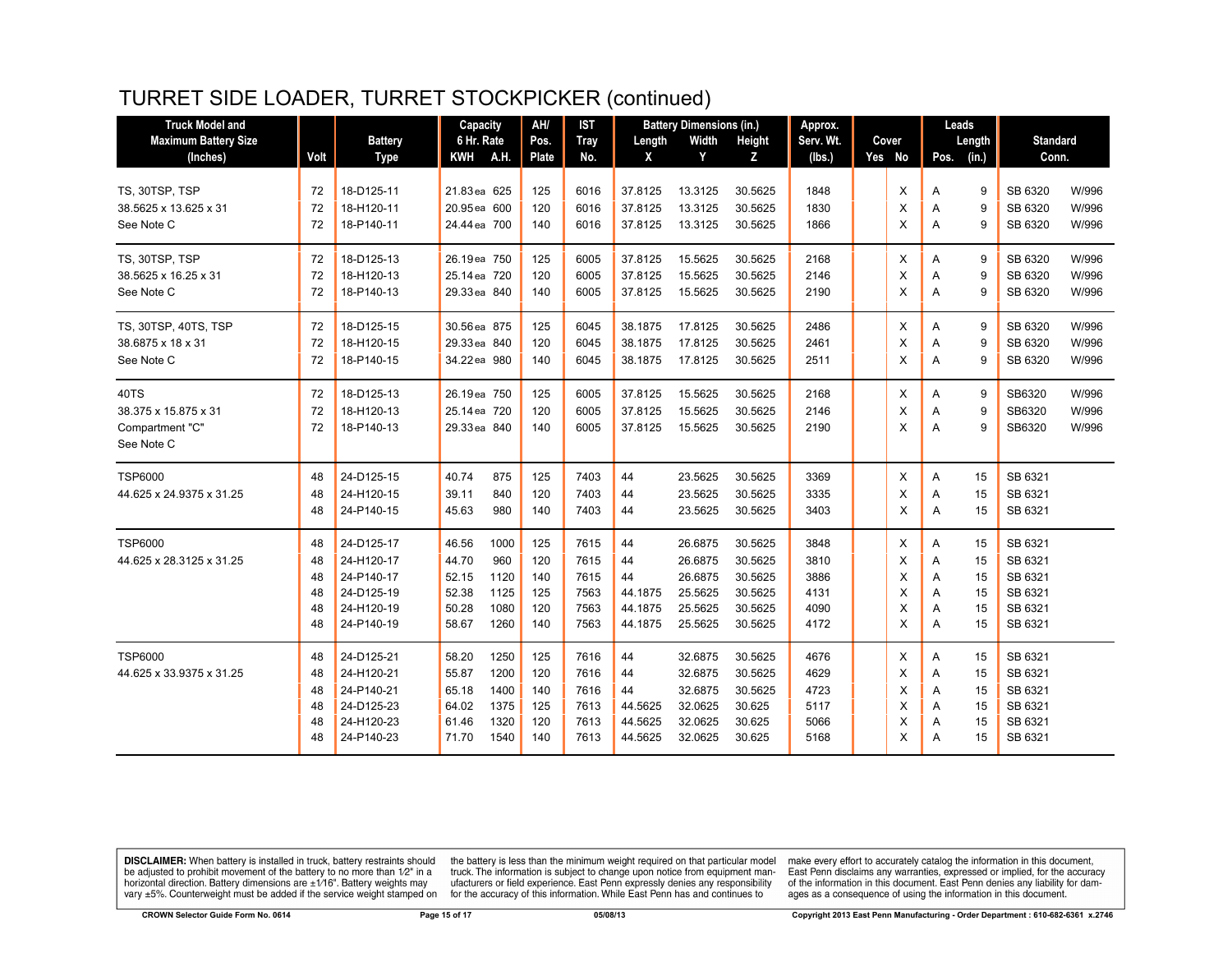# TURRET SIDE LOADER, TURRET STOCKPICKER (continued)

| Truck Model and Maximum Battery Size (Inches) | Volt | Battery Type | Capacity 6 Hr. Rate KWH | A.H. | AH/ Pos. Plate | IST Tray No. | Battery Dimensions (in.) Length X | Width Y | Height Z | Approx. Serv. Wt. (lbs.) | Cover Yes | No | Leads Pos. | Length (in.) | Standard Conn. | |
|---|---|---|---|---|---|---|---|---|---|---|---|---|---|---|---|---|
| TS, 30TSP, TSP | 72 | 18-D125-11 | 21.83ea | 625 | 125 | 6016 | 37.8125 | 13.3125 | 30.5625 | 1848 | | X | A | 9 | SB 6320 | W/996 |
| 38.5625 x 13.625 x 31 | 72 | 18-H120-11 | 20.95ea | 600 | 120 | 6016 | 37.8125 | 13.3125 | 30.5625 | 1830 | | X | A | 9 | SB 6320 | W/996 |
| See Note C | 72 | 18-P140-11 | 24.44ea | 700 | 140 | 6016 | 37.8125 | 13.3125 | 30.5625 | 1866 | | X | A | 9 | SB 6320 | W/996 |
| TS, 30TSP, TSP | 72 | 18-D125-13 | 26.19ea | 750 | 125 | 6005 | 37.8125 | 15.5625 | 30.5625 | 2168 | | X | A | 9 | SB 6320 | W/996 |
| 38.5625 x 16.25 x 31 | 72 | 18-H120-13 | 25.14ea | 720 | 120 | 6005 | 37.8125 | 15.5625 | 30.5625 | 2146 | | X | A | 9 | SB 6320 | W/996 |
| See Note C | 72 | 18-P140-13 | 29.33ea | 840 | 140 | 6005 | 37.8125 | 15.5625 | 30.5625 | 2190 | | X | A | 9 | SB 6320 | W/996 |
| TS, 30TSP, 40TS, TSP | 72 | 18-D125-15 | 30.56ea | 875 | 125 | 6045 | 38.1875 | 17.8125 | 30.5625 | 2486 | | X | A | 9 | SB 6320 | W/996 |
| 38.6875 x 18 x 31 | 72 | 18-H120-15 | 29.33ea | 840 | 120 | 6045 | 38.1875 | 17.8125 | 30.5625 | 2461 | | X | A | 9 | SB 6320 | W/996 |
| See Note C | 72 | 18-P140-15 | 34.22ea | 980 | 140 | 6045 | 38.1875 | 17.8125 | 30.5625 | 2511 | | X | A | 9 | SB 6320 | W/996 |
| 40TS | 72 | 18-D125-13 | 26.19ea | 750 | 125 | 6005 | 37.8125 | 15.5625 | 30.5625 | 2168 | | X | A | 9 | SB6320 | W/996 |
| 38.375 x 15.875 x 31 | 72 | 18-H120-13 | 25.14ea | 720 | 120 | 6005 | 37.8125 | 15.5625 | 30.5625 | 2146 | | X | A | 9 | SB6320 | W/996 |
| Compartment "C" | 72 | 18-P140-13 | 29.33ea | 840 | 140 | 6005 | 37.8125 | 15.5625 | 30.5625 | 2190 | | X | A | 9 | SB6320 | W/996 |
| See Note C | | | | | | | | | | | | | | | | |
| TSP6000 | 48 | 24-D125-15 | 40.74 | 875 | 125 | 7403 | 44 | 23.5625 | 30.5625 | 3369 | | X | A | 15 | SB 6321 | |
| 44.625 x 24.9375 x 31.25 | 48 | 24-H120-15 | 39.11 | 840 | 120 | 7403 | 44 | 23.5625 | 30.5625 | 3335 | | X | A | 15 | SB 6321 | |
| | 48 | 24-P140-15 | 45.63 | 980 | 140 | 7403 | 44 | 23.5625 | 30.5625 | 3403 | | X | A | 15 | SB 6321 | |
| TSP6000 | 48 | 24-D125-17 | 46.56 | 1000 | 125 | 7615 | 44 | 26.6875 | 30.5625 | 3848 | | X | A | 15 | SB 6321 | |
| 44.625 x 28.3125 x 31.25 | 48 | 24-H120-17 | 44.70 | 960 | 120 | 7615 | 44 | 26.6875 | 30.5625 | 3810 | | X | A | 15 | SB 6321 | |
| | 48 | 24-P140-17 | 52.15 | 1120 | 140 | 7615 | 44 | 26.6875 | 30.5625 | 3886 | | X | A | 15 | SB 6321 | |
| | 48 | 24-D125-19 | 52.38 | 1125 | 125 | 7563 | 44.1875 | 25.5625 | 30.5625 | 4131 | | X | A | 15 | SB 6321 | |
| | 48 | 24-H120-19 | 50.28 | 1080 | 120 | 7563 | 44.1875 | 25.5625 | 30.5625 | 4090 | | X | A | 15 | SB 6321 | |
| | 48 | 24-P140-19 | 58.67 | 1260 | 140 | 7563 | 44.1875 | 25.5625 | 30.5625 | 4172 | | X | A | 15 | SB 6321 | |
| TSP6000 | 48 | 24-D125-21 | 58.20 | 1250 | 125 | 7616 | 44 | 32.6875 | 30.5625 | 4676 | | X | A | 15 | SB 6321 | |
| 44.625 x 33.9375 x 31.25 | 48 | 24-H120-21 | 55.87 | 1200 | 120 | 7616 | 44 | 32.6875 | 30.5625 | 4629 | | X | A | 15 | SB 6321 | |
| | 48 | 24-P140-21 | 65.18 | 1400 | 140 | 7616 | 44 | 32.6875 | 30.5625 | 4723 | | X | A | 15 | SB 6321 | |
| | 48 | 24-D125-23 | 64.02 | 1375 | 125 | 7613 | 44.5625 | 32.0625 | 30.625 | 5117 | | X | A | 15 | SB 6321 | |
| | 48 | 24-H120-23 | 61.46 | 1320 | 120 | 7613 | 44.5625 | 32.0625 | 30.625 | 5066 | | X | A | 15 | SB 6321 | |
| | 48 | 24-P140-23 | 71.70 | 1540 | 140 | 7613 | 44.5625 | 32.0625 | 30.625 | 5168 | | X | A | 15 | SB 6321 | |

**DISCLAIMER:** When battery is installed in truck, battery restraints should be adjusted to prohibit movement of the battery to no more than 1⁄2" in a horizontal direction. Battery dimensions are ±1⁄16". Battery weights may vary ±5%. Counterweight must be added if the service weight stamped on the battery is less than the minimum weight required on that particular model truck. The information is subject to change upon notice from equipment manufacturers or field experience. East Penn expressly denies any responsibility for the accuracy of this information. While East Penn has and continues to make every effort to accurately catalog the information in this document, East Penn disclaims any warranties, expressed or implied, for the accuracy of the information in this document. East Penn denies any liability for damages as a consequence of using the information in this document.

CROWN Selector Guide Form No. 0614 | 05/08/13 | Copyright 2013 East Penn Manufacturing - Order Department : 610-682-6361 x.2746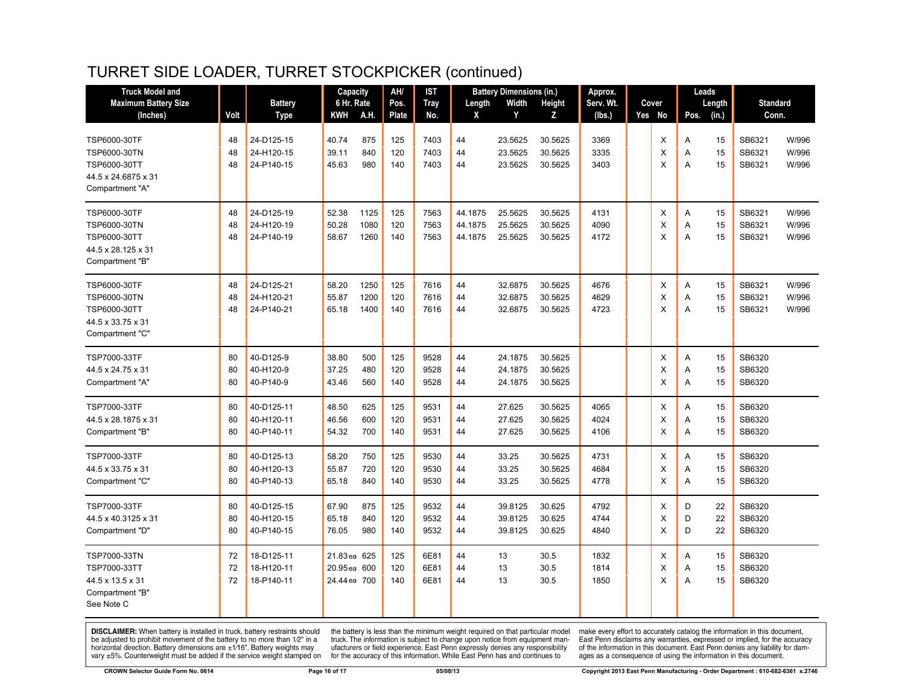# TURRET SIDE LOADER, TURRET STOCKPICKER (continued)

| Truck Model and Maximum Battery Size (Inches) | Volt | Battery Type | Capacity 6 Hr. Rate | | AH/ Pos. Plate | IST Tray No. | Battery Dimensions (in.) | | | Approx. Serv. Wt. (lbs.) | Cover | | Leads | | Standard Conn. | |
|---|---|---|---|---|---|---|---|---|---|---|---|---|---|---|---|---|
| | | | KWH | A.H. | | | Length X | Width Y | Height Z | | Yes | No | Pos. | Length (in.) | | |
| TSP6000-30TF | 48 | 24-D125-15 | 40.74 | 875 | 125 | 7403 | 44 | 23.5625 | 30.5625 | 3369 | | X | A | 15 | SB6321 | W/996 |
| TSP6000-30TN | 48 | 24-H120-15 | 39.11 | 840 | 120 | 7403 | 44 | 23.5625 | 30.5625 | 3335 | | X | A | 15 | SB6321 | W/996 |
| TSP6000-30TT | 48 | 24-P140-15 | 45.63 | 980 | 140 | 7403 | 44 | 23.5625 | 30.5625 | 3403 | | X | A | 15 | SB6321 | W/996 |
| 44.5 x 24.6875 x 31 | | | | | | | | | | | | | | | | |
| Compartment "A" | | | | | | | | | | | | | | | | |
| TSP6000-30TF | 48 | 24-D125-19 | 52.38 | 1125 | 125 | 7563 | 44.1875 | 25.5625 | 30.5625 | 4131 | | X | A | 15 | SB6321 | W/996 |
| TSP6000-30TN | 48 | 24-H120-19 | 50.28 | 1080 | 120 | 7563 | 44.1875 | 25.5625 | 30.5625 | 4090 | | X | A | 15 | SB6321 | W/996 |
| TSP6000-30TT | 48 | 24-P140-19 | 58.67 | 1260 | 140 | 7563 | 44.1875 | 25.5625 | 30.5625 | 4172 | | X | A | 15 | SB6321 | W/996 |
| 44.5 x 28.125 x 31 | | | | | | | | | | | | | | | | |
| Compartment "B" | | | | | | | | | | | | | | | | |
| TSP6000-30TF | 48 | 24-D125-21 | 58.20 | 1250 | 125 | 7616 | 44 | 32.6875 | 30.5625 | 4676 | | X | A | 15 | SB6321 | W/996 |
| TSP6000-30TN | 48 | 24-H120-21 | 55.87 | 1200 | 120 | 7616 | 44 | 32.6875 | 30.5625 | 4629 | | X | A | 15 | SB6321 | W/996 |
| TSP6000-30TT | 48 | 24-P140-21 | 65.18 | 1400 | 140 | 7616 | 44 | 32.6875 | 30.5625 | 4723 | | X | A | 15 | SB6321 | W/996 |
| 44.5 x 33.75 x 31 | | | | | | | | | | | | | | | | |
| Compartment "C" | | | | | | | | | | | | | | | | |
| TSP7000-33TF | 80 | 40-D125-9 | 38.80 | 500 | 125 | 9528 | 44 | 24.1875 | 30.5625 | | | X | A | 15 | SB6320 | |
| 44.5 x 24.75 x 31 | 80 | 40-H120-9 | 37.25 | 480 | 120 | 9528 | 44 | 24.1875 | 30.5625 | | | X | A | 15 | SB6320 | |
| Compartment "A" | 80 | 40-P140-9 | 43.46 | 560 | 140 | 9528 | 44 | 24.1875 | 30.5625 | | | X | A | 15 | SB6320 | |
| TSP7000-33TF | 80 | 40-D125-11 | 48.50 | 625 | 125 | 9531 | 44 | 27.625 | 30.5625 | 4065 | | X | A | 15 | SB6320 | |
| 44.5 x 28.1875 x 31 | 80 | 40-H120-11 | 46.56 | 600 | 120 | 9531 | 44 | 27.625 | 30.5625 | 4024 | | X | A | 15 | SB6320 | |
| Compartment "B" | 80 | 40-P140-11 | 54.32 | 700 | 140 | 9531 | 44 | 27.625 | 30.5625 | 4106 | | X | A | 15 | SB6320 | |
| TSP7000-33TF | 80 | 40-D125-13 | 58.20 | 750 | 125 | 9530 | 44 | 33.25 | 30.5625 | 4731 | | X | A | 15 | SB6320 | |
| 44.5 x 33.75 x 31 | 80 | 40-H120-13 | 55.87 | 720 | 120 | 9530 | 44 | 33.25 | 30.5625 | 4684 | | X | A | 15 | SB6320 | |
| Compartment "C" | 80 | 40-P140-13 | 65.18 | 840 | 140 | 9530 | 44 | 33.25 | 30.5625 | 4778 | | X | A | 15 | SB6320 | |
| TSP7000-33TF | 80 | 40-D125-15 | 67.90 | 875 | 125 | 9532 | 44 | 39.8125 | 30.625 | 4792 | | X | D | 22 | SB6320 | |
| 44.5 x 40.3125 x 31 | 80 | 40-H120-15 | 65.18 | 840 | 120 | 9532 | 44 | 39.8125 | 30.625 | 4744 | | X | D | 22 | SB6320 | |
| Compartment "D" | 80 | 40-P140-15 | 76.05 | 980 | 140 | 9532 | 44 | 39.8125 | 30.625 | 4840 | | X | D | 22 | SB6320 | |
| TSP7000-33TN | 72 | 18-D125-11 | 21.83 ea | 625 | 125 | 6E81 | 44 | 13 | 30.5 | 1832 | | X | A | 15 | SB6320 | |
| TSP7000-33TT | 72 | 18-H120-11 | 20.95 ea | 600 | 120 | 6E81 | 44 | 13 | 30.5 | 1814 | | X | A | 15 | SB6320 | |
| 44.5 x 13.5 x 31 | 72 | 18-P140-11 | 24.44 ea | 700 | 140 | 6E81 | 44 | 13 | 30.5 | 1850 | | X | A | 15 | SB6320 | |
| Compartment "B" | | | | | | | | | | | | | | | | |
| See Note C | | | | | | | | | | | | | | | | |

**DISCLAIMER:** When battery is installed in truck, battery restraints should be adjusted to prohibit movement of the battery to no more than 1⁄2" in a horizontal direction. Battery dimensions are ±1⁄16". Battery weights may vary ±5%. Counterweight must be added if the service weight stamped on the battery is less than the minimum weight required on that particular model truck. The information is subject to change upon notice from equipment manufacturers or field experience. East Penn expressly denies any responsibility for the accuracy of this information. While East Penn has and continues to make every effort to accurately catalog the information in this document, East Penn disclaims any warranties, expressed or implied, for the accuracy of the information in this document. East Penn denies any liability for damages as a consequence of using the information in this document.

CROWN Selector Guide Form No. 0614 | 05/08/13 | Copyright 2013 East Penn Manufacturing - Order Department : 610-682-6361 x.2746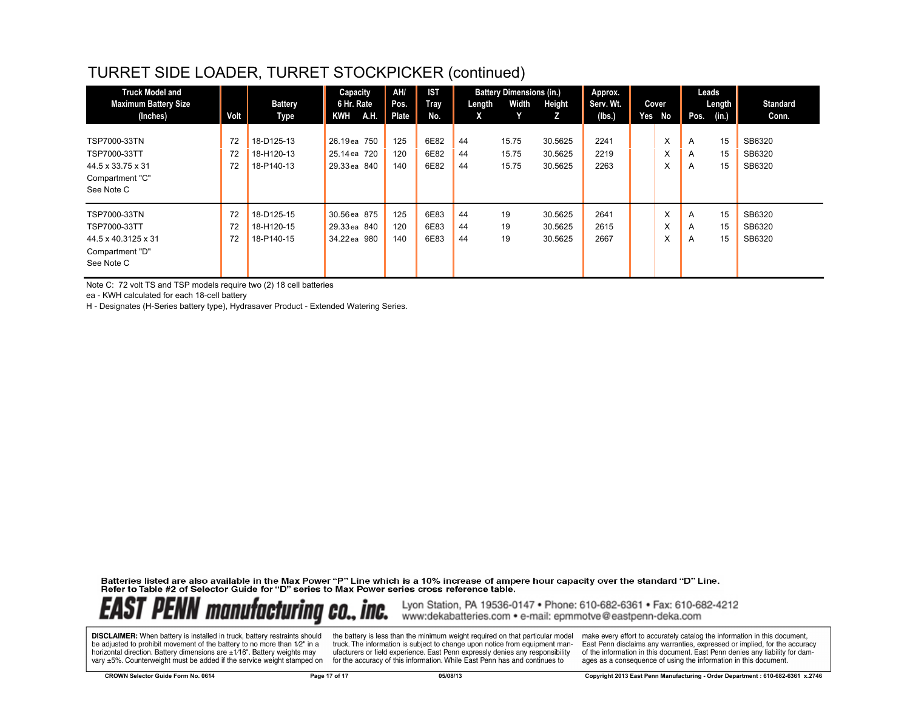# TURRET SIDE LOADER, TURRET STOCKPICKER (continued)

| Truck Model and Maximum Battery Size (Inches) | Volt | Battery Type | Capacity 6 Hr. Rate KWH | A.H. | AH/ Pos. Plate | IST Tray No. | Battery Dimensions (in.) Length X | Width Y | Height Z | Approx. Serv. Wt. (lbs.) | Cover Yes | No | Leads Pos. | Length (in.) | Standard Conn. |
|---|---|---|---|---|---|---|---|---|---|---|---|---|---|---|---|
| TSP7000-33TN | 72 | 18-D125-13 | 26.19 ea | 750 | 125 | 6E82 | 44 | 15.75 | 30.5625 | 2241 | | X | A | 15 | SB6320 |
| TSP7000-33TT | 72 | 18-H120-13 | 25.14 ea | 720 | 120 | 6E82 | 44 | 15.75 | 30.5625 | 2219 | | X | A | 15 | SB6320 |
| 44.5 x 33.75 x 31 | 72 | 18-P140-13 | 29.33 ea | 840 | 140 | 6E82 | 44 | 15.75 | 30.5625 | 2263 | | X | A | 15 | SB6320 |
| Compartment "C" | | | | | | | | | | | | | | | |
| See Note C | | | | | | | | | | | | | | | |
| TSP7000-33TN | 72 | 18-D125-15 | 30.56 ea | 875 | 125 | 6E83 | 44 | 19 | 30.5625 | 2641 | | X | A | 15 | SB6320 |
| TSP7000-33TT | 72 | 18-H120-15 | 29.33 ea | 840 | 120 | 6E83 | 44 | 19 | 30.5625 | 2615 | | X | A | 15 | SB6320 |
| 44.5 x 40.3125 x 31 | 72 | 18-P140-15 | 34.22 ea | 980 | 140 | 6E83 | 44 | 19 | 30.5625 | 2667 | | X | A | 15 | SB6320 |
| Compartment "D" | | | | | | | | | | | | | | | |
| See Note C | | | | | | | | | | | | | | | |

Note C: 72 volt TS and TSP models require two (2) 18 cell batteries

ea - KWH calculated for each 18-cell battery

H - Designates (H-Series battery type), Hydrasaver Product - Extended Watering Series.

**Batteries listed are also available in the Max Power "P" Line which is a 10% increase of ampere hour capacity over the standard "D" Line. Refer to Table #2 of Selector Guide for "D" series to Max Power series cross reference table.**

**EAST PENN manufacturing co., inc.** Lyon Station, PA 19536-0147 • Phone: 610-682-6361 • Fax: 610-682-4212
www.dekabatteries.com • e-mail: epmmotve@eastpenn-deka.com

**DISCLAIMER:** When battery is installed in truck, battery restraints should be adjusted to prohibit movement of the battery to no more than 1/2" in a horizontal direction. Battery dimensions are ±1/16". Battery weights may vary ±5%. Counterweight must be added if the service weight stamped on the battery is less than the minimum weight required on that particular model truck. The information is subject to change upon notice from equipment manufacturers or field experience. East Penn expressly denies any responsibility for the accuracy of this information. While East Penn has and continues to make every effort to accurately catalog the information in this document, East Penn disclaims any warranties, expressed or implied, for the accuracy of the information in this document. East Penn denies any liability for damages as a consequence of using the information in this document.

CROWN Selector Guide Form No. 0614 05/08/13 Copyright 2013 East Penn Manufacturing - Order Department : 610-682-6361 x.2746